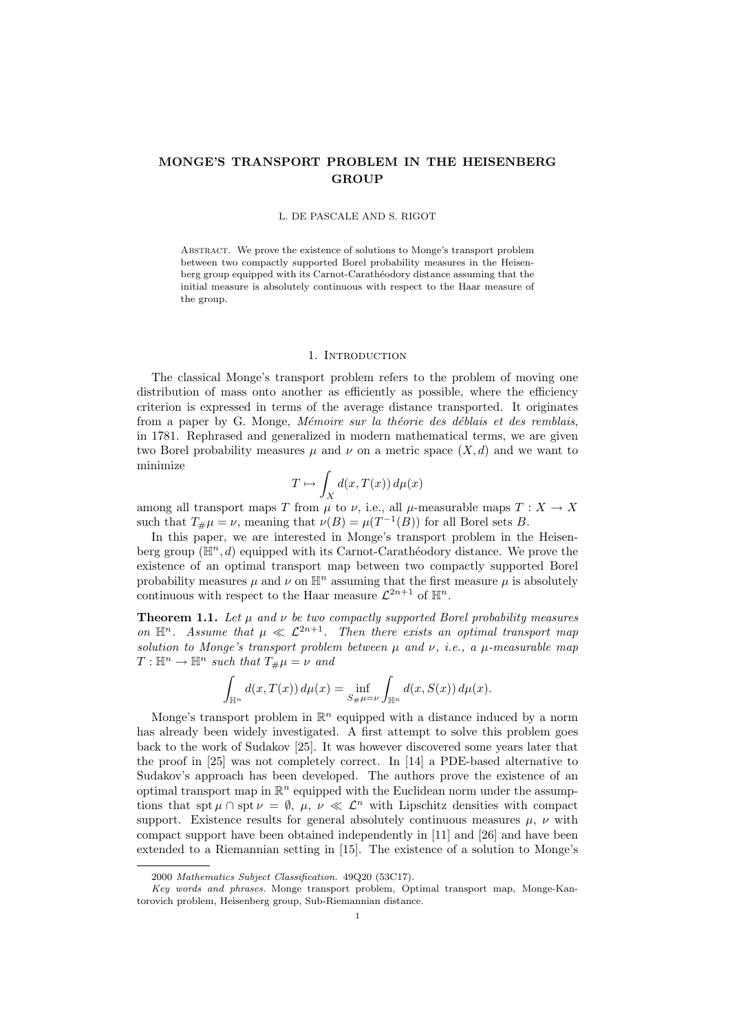# MONGE'S TRANSPORT PROBLEM IN THE HEISENBERG GROUP

L. DE PASCALE AND S. RIGOT

Abstract. We prove the existence of solutions to Monge's transport problem between two compactly supported Borel probability measures in the Heisenberg group equipped with its Carnot-Carathéodory distance assuming that the initial measure is absolutely continuous with respect to the Haar measure of the group.

## 1. Introduction

The classical Monge's transport problem refers to the problem of moving one distribution of mass onto another as efficiently as possible, where the efficiency criterion is expressed in terms of the average distance transported. It originates from a paper by G. Monge, *Mémoire sur la théorie des déblais et des remblais*, in 1781. Rephrased and generalized in modern mathematical terms, we are given two Borel probability measures $\mu$ and $\nu$ on a metric space $(X, d)$ and we want to minimize

$$T \mapsto \int_X d(x, T(x))\, d\mu(x)$$

among all transport maps $T$ from $\mu$ to $\nu$, i.e., all $\mu$-measurable maps $T : X \to X$ such that $T_\# \mu = \nu$, meaning that $\nu(B) = \mu(T^{-1}(B))$ for all Borel sets $B$.

In this paper, we are interested in Monge's transport problem in the Heisenberg group $(\mathbb{H}^n, d)$ equipped with its Carnot-Carathéodory distance. We prove the existence of an optimal transport map between two compactly supported Borel probability measures $\mu$ and $\nu$ on $\mathbb{H}^n$ assuming that the first measure $\mu$ is absolutely continuous with respect to the Haar measure $\mathcal{L}^{2n+1}$ of $\mathbb{H}^n$.

**Theorem 1.1.** *Let $\mu$ and $\nu$ be two compactly supported Borel probability measures on $\mathbb{H}^n$. Assume that $\mu \ll \mathcal{L}^{2n+1}$. Then there exists an optimal transport map solution to Monge's transport problem between $\mu$ and $\nu$, i.e., a $\mu$-measurable map $T : \mathbb{H}^n \to \mathbb{H}^n$ such that $T_\# \mu = \nu$ and*

$$\int_{\mathbb{H}^n} d(x, T(x))\, d\mu(x) = \inf_{S_\# \mu = \nu} \int_{\mathbb{H}^n} d(x, S(x))\, d\mu(x).$$

Monge's transport problem in $\mathbb{R}^n$ equipped with a distance induced by a norm has already been widely investigated. A first attempt to solve this problem goes back to the work of Sudakov [25]. It was however discovered some years later that the proof in [25] was not completely correct. In [14] a PDE-based alternative to Sudakov's approach has been developed. The authors prove the existence of an optimal transport map in $\mathbb{R}^n$ equipped with the Euclidean norm under the assumptions that $\operatorname{spt} \mu \cap \operatorname{spt} \nu = \emptyset$, $\mu$, $\nu \ll \mathcal{L}^n$ with Lipschitz densities with compact support. Existence results for general absolutely continuous measures $\mu$, $\nu$ with compact support have been obtained independently in [11] and [26] and have been extended to a Riemannian setting in [15]. The existence of a solution to Monge's

2000 *Mathematics Subject Classification.* 49Q20 (53C17).

*Key words and phrases.* Monge transport problem, Optimal transport map, Monge-Kantorovich problem, Heisenberg group, Sub-Riemannian distance.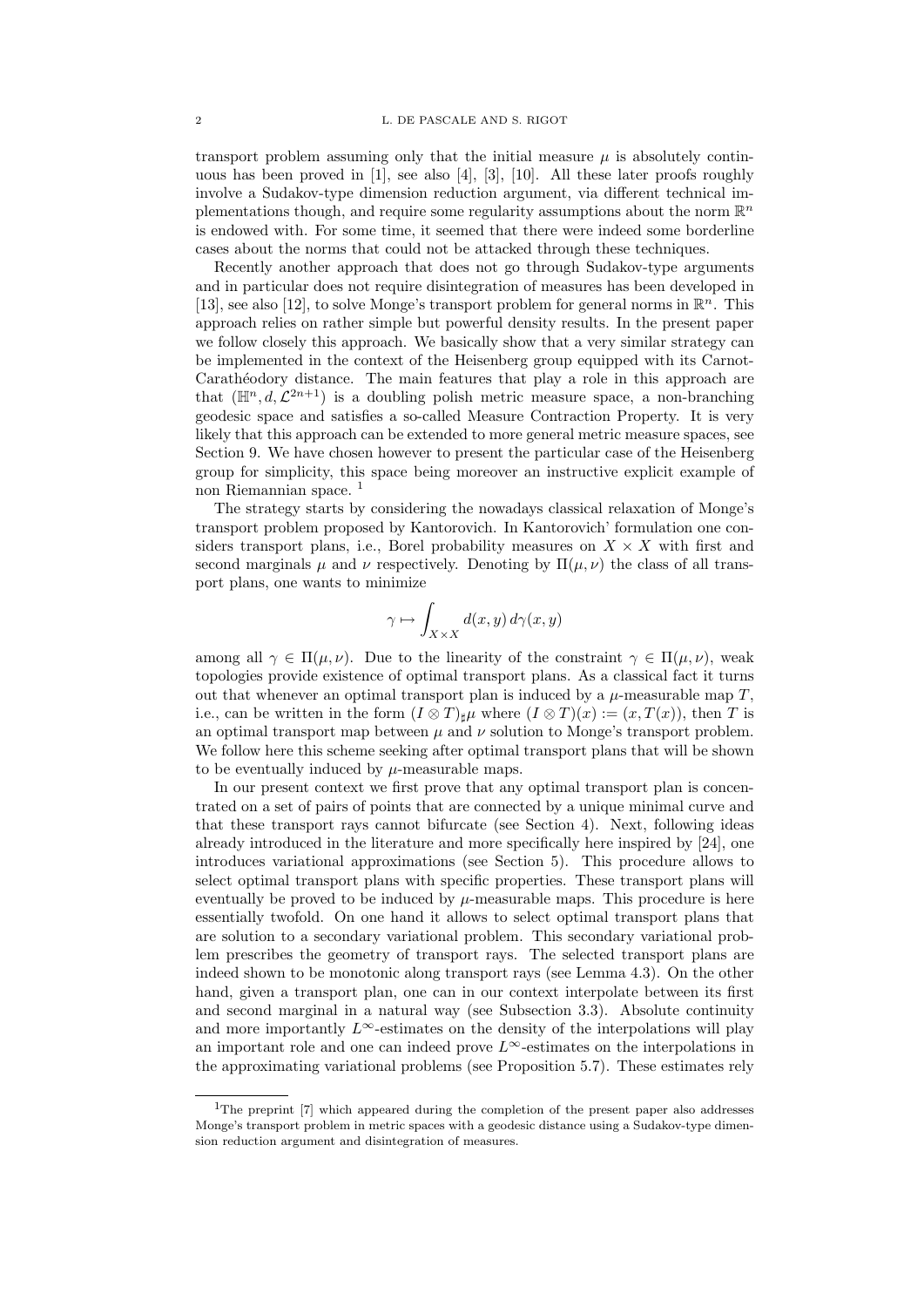transport problem assuming only that the initial measure $\mu$ is absolutely continuous has been proved in [1], see also [4], [3], [10]. All these later proofs roughly involve a Sudakov-type dimension reduction argument, via different technical implementations though, and require some regularity assumptions about the norm $\mathbb{R}^n$ is endowed with. For some time, it seemed that there were indeed some borderline cases about the norms that could not be attacked through these techniques.

Recently another approach that does not go through Sudakov-type arguments and in particular does not require disintegration of measures has been developed in [13], see also [12], to solve Monge's transport problem for general norms in $\mathbb{R}^n$. This approach relies on rather simple but powerful density results. In the present paper we follow closely this approach. We basically show that a very similar strategy can be implemented in the context of the Heisenberg group equipped with its Carnot-Carathéodory distance. The main features that play a role in this approach are that $(\mathbb{H}^n, d, \mathcal{L}^{2n+1})$ is a doubling polish metric measure space, a non-branching geodesic space and satisfies a so-called Measure Contraction Property. It is very likely that this approach can be extended to more general metric measure spaces, see Section 9. We have chosen however to present the particular case of the Heisenberg group for simplicity, this space being moreover an instructive explicit example of non Riemannian space. [1]

The strategy starts by considering the nowadays classical relaxation of Monge's transport problem proposed by Kantorovich. In Kantorovich' formulation one considers transport plans, i.e., Borel probability measures on $X \times X$ with first and second marginals $\mu$ and $\nu$ respectively. Denoting by $\Pi(\mu, \nu)$ the class of all transport plans, one wants to minimize

$$\gamma \mapsto \int_{X \times X} d(x, y) \, d\gamma(x, y)$$

among all $\gamma \in \Pi(\mu, \nu)$. Due to the linearity of the constraint $\gamma \in \Pi(\mu, \nu)$, weak topologies provide existence of optimal transport plans. As a classical fact it turns out that whenever an optimal transport plan is induced by a $\mu$-measurable map $T$, i.e., can be written in the form $(I \otimes T)_\sharp \mu$ where $(I \otimes T)(x) := (x, T(x))$, then $T$ is an optimal transport map between $\mu$ and $\nu$ solution to Monge's transport problem. We follow here this scheme seeking after optimal transport plans that will be shown to be eventually induced by $\mu$-measurable maps.

In our present context we first prove that any optimal transport plan is concentrated on a set of pairs of points that are connected by a unique minimal curve and that these transport rays cannot bifurcate (see Section 4). Next, following ideas already introduced in the literature and more specifically here inspired by [24], one introduces variational approximations (see Section 5). This procedure allows to select optimal transport plans with specific properties. These transport plans will eventually be proved to be induced by $\mu$-measurable maps. This procedure is here essentially twofold. On one hand it allows to select optimal transport plans that are solution to a secondary variational problem. This secondary variational problem prescribes the geometry of transport rays. The selected transport plans are indeed shown to be monotonic along transport rays (see Lemma 4.3). On the other hand, given a transport plan, one can in our context interpolate between its first and second marginal in a natural way (see Subsection 3.3). Absolute continuity and more importantly $L^\infty$-estimates on the density of the interpolations will play an important role and one can indeed prove $L^\infty$-estimates on the interpolations in the approximating variational problems (see Proposition 5.7). These estimates rely

[1] The preprint [7] which appeared during the completion of the present paper also addresses Monge's transport problem in metric spaces with a geodesic distance using a Sudakov-type dimension reduction argument and disintegration of measures.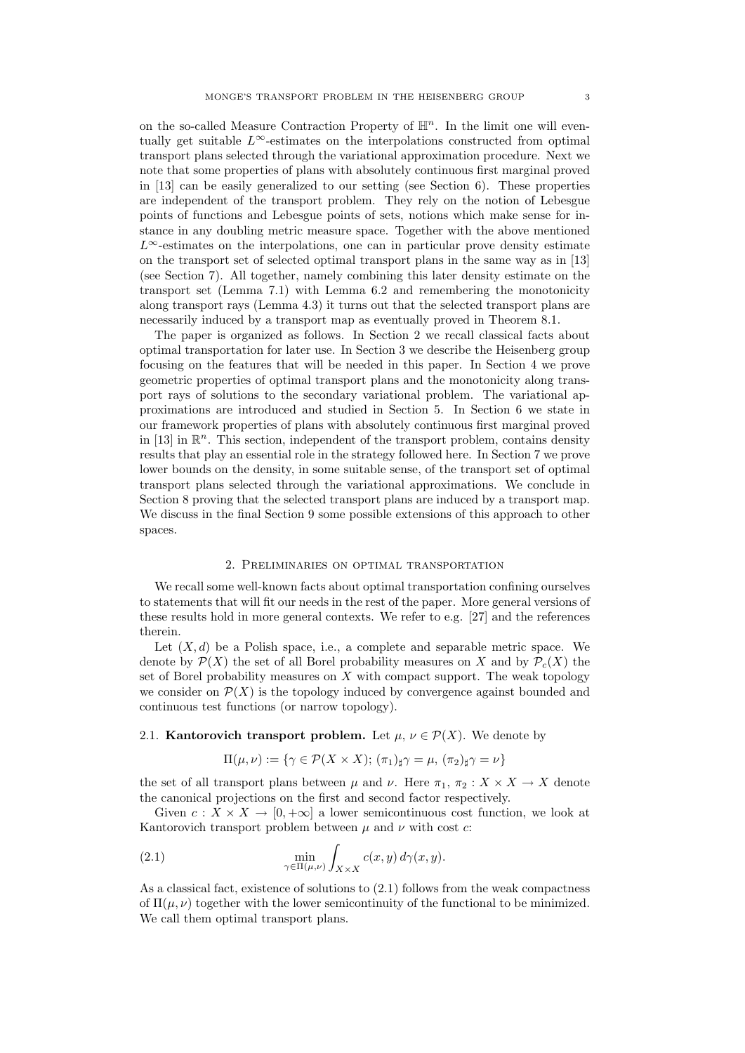on the so-called Measure Contraction Property of $\mathbb{H}^n$. In the limit one will eventually get suitable $L^\infty$-estimates on the interpolations constructed from optimal transport plans selected through the variational approximation procedure. Next we note that some properties of plans with absolutely continuous first marginal proved in [13] can be easily generalized to our setting (see Section 6). These properties are independent of the transport problem. They rely on the notion of Lebesgue points of functions and Lebesgue points of sets, notions which make sense for instance in any doubling metric measure space. Together with the above mentioned $L^\infty$-estimates on the interpolations, one can in particular prove density estimate on the transport set of selected optimal transport plans in the same way as in [13] (see Section 7). All together, namely combining this later density estimate on the transport set (Lemma 7.1) with Lemma 6.2 and remembering the monotonicity along transport rays (Lemma 4.3) it turns out that the selected transport plans are necessarily induced by a transport map as eventually proved in Theorem 8.1.

The paper is organized as follows. In Section 2 we recall classical facts about optimal transportation for later use. In Section 3 we describe the Heisenberg group focusing on the features that will be needed in this paper. In Section 4 we prove geometric properties of optimal transport plans and the monotonicity along transport rays of solutions to the secondary variational problem. The variational approximations are introduced and studied in Section 5. In Section 6 we state in our framework properties of plans with absolutely continuous first marginal proved in [13] in $\mathbb{R}^n$. This section, independent of the transport problem, contains density results that play an essential role in the strategy followed here. In Section 7 we prove lower bounds on the density, in some suitable sense, of the transport set of optimal transport plans selected through the variational approximations. We conclude in Section 8 proving that the selected transport plans are induced by a transport map. We discuss in the final Section 9 some possible extensions of this approach to other spaces.

## 2. Preliminaries on optimal transportation

We recall some well-known facts about optimal transportation confining ourselves to statements that will fit our needs in the rest of the paper. More general versions of these results hold in more general contexts. We refer to e.g. [27] and the references therein.

Let $(X, d)$ be a Polish space, i.e., a complete and separable metric space. We denote by $\mathcal{P}(X)$ the set of all Borel probability measures on $X$ and by $\mathcal{P}_c(X)$ the set of Borel probability measures on $X$ with compact support. The weak topology we consider on $\mathcal{P}(X)$ is the topology induced by convergence against bounded and continuous test functions (or narrow topology).

### 2.1. **Kantorovich transport problem.**

Let $\mu$, $\nu \in \mathcal{P}(X)$. We denote by

$$\Pi(\mu, \nu) := \{\gamma \in \mathcal{P}(X \times X);\, (\pi_1)_\sharp \gamma = \mu,\, (\pi_2)_\sharp \gamma = \nu\}$$

the set of all transport plans between $\mu$ and $\nu$. Here $\pi_1$, $\pi_2 : X \times X \to X$ denote the canonical projections on the first and second factor respectively.

Given $c : X \times X \to [0, +\infty]$ a lower semicontinuous cost function, we look at Kantorovich transport problem between $\mu$ and $\nu$ with cost $c$:

$$\min_{\gamma \in \Pi(\mu,\nu)} \int_{X \times X} c(x, y)\, d\gamma(x, y). \tag{2.1}$$

As a classical fact, existence of solutions to (2.1) follows from the weak compactness of $\Pi(\mu, \nu)$ together with the lower semicontinuity of the functional to be minimized. We call them optimal transport plans.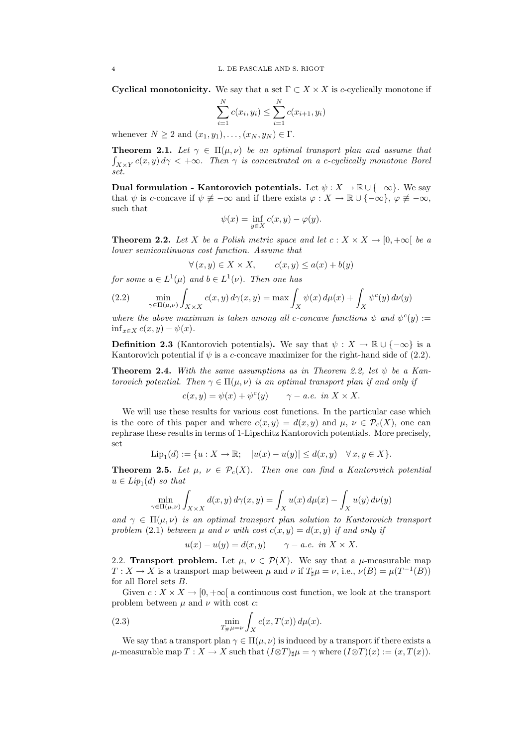**Cyclical monotonicity.** We say that a set $\Gamma \subset X \times X$ is $c$-cyclically monotone if

$$\sum_{i=1}^{N} c(x_i, y_i) \leq \sum_{i=1}^{N} c(x_{i+1}, y_i)$$

whenever $N \geq 2$ and $(x_1, y_1), \ldots, (x_N, y_N) \in \Gamma$.

**Theorem 2.1.** *Let $\gamma \in \Pi(\mu, \nu)$ be an optimal transport plan and assume that $\int_{X\times Y} c(x, y)\, d\gamma < +\infty$. Then $\gamma$ is concentrated on a $c$-cyclically monotone Borel set.*

**Dual formulation - Kantorovich potentials.** Let $\psi : X \to \mathbb{R} \cup \{-\infty\}$. We say that $\psi$ is $c$-concave if $\psi \not\equiv -\infty$ and if there exists $\varphi : X \to \mathbb{R} \cup \{-\infty\}$, $\varphi \not\equiv -\infty$, such that

$$\psi(x) = \inf_{y \in X} c(x, y) - \varphi(y).$$

**Theorem 2.2.** *Let $X$ be a Polish metric space and let $c : X \times X \to [0, +\infty[$ be a lower semicontinuous cost function. Assume that*

$$\forall\, (x, y) \in X \times X, \qquad c(x, y) \leq a(x) + b(y)$$

*for some $a \in L^1(\mu)$ and $b \in L^1(\nu)$. Then one has*

$$\min_{\gamma \in \Pi(\mu,\nu)} \int_{X\times X} c(x, y)\, d\gamma(x, y) = \max \int_X \psi(x)\, d\mu(x) + \int_X \psi^c(y)\, d\nu(y) \tag{2.2}$$

*where the above maximum is taken among all $c$-concave functions $\psi$ and $\psi^c(y) := \inf_{x\in X} c(x, y) - \psi(x)$.*

**Definition 2.3** (Kantorovich potentials)**.** We say that $\psi : X \to \mathbb{R} \cup \{-\infty\}$ is a Kantorovich potential if $\psi$ is a $c$-concave maximizer for the right-hand side of (2.2).

**Theorem 2.4.** *With the same assumptions as in Theorem 2.2, let $\psi$ be a Kantorovich potential. Then $\gamma \in \Pi(\mu, \nu)$ is an optimal transport plan if and only if*

$$c(x, y) = \psi(x) + \psi^c(y) \qquad \gamma - a.e. \text{ in } X \times X.$$

We will use these results for various cost functions. In the particular case which is the core of this paper and where $c(x, y) = d(x, y)$ and $\mu$, $\nu \in \mathcal{P}_c(X)$, one can rephrase these results in terms of 1-Lipschitz Kantorovich potentials. More precisely, set

$$\mathrm{Lip}_1(d) := \{u : X \to \mathbb{R};\quad |u(x) - u(y)| \leq d(x, y) \quad \forall\, x, y \in X\}.$$

**Theorem 2.5.** *Let $\mu$, $\nu \in \mathcal{P}_c(X)$. Then one can find a Kantorovich potential $u \in Lip_1(d)$ so that*

$$\min_{\gamma\in\Pi(\mu,\nu)} \int_{X\times X} d(x, y)\, d\gamma(x, y) = \int_X u(x)\, d\mu(x) - \int_X u(y)\, d\nu(y)$$

*and $\gamma \in \Pi(\mu, \nu)$ is an optimal transport plan solution to Kantorovich transport problem (2.1) between $\mu$ and $\nu$ with cost $c(x, y) = d(x, y)$ if and only if*

$$u(x) - u(y) = d(x, y) \qquad \gamma - a.e. \text{ in } X \times X.$$

2.2. **Transport problem.** Let $\mu$, $\nu \in \mathcal{P}(X)$. We say that a $\mu$-measurable map $T : X \to X$ is a transport map between $\mu$ and $\nu$ if $T_\sharp\mu = \nu$, i.e., $\nu(B) = \mu(T^{-1}(B))$ for all Borel sets $B$.

Given $c : X \times X \to [0, +\infty[$ a continuous cost function, we look at the transport problem between $\mu$ and $\nu$ with cost $c$:

$$\min_{T_\#\mu=\nu} \int_X c(x, T(x))\, d\mu(x). \tag{2.3}$$

We say that a transport plan $\gamma \in \Pi(\mu, \nu)$ is induced by a transport if there exists a $\mu$-measurable map $T : X \to X$ such that $(I \otimes T)_\sharp\mu = \gamma$ where $(I \otimes T)(x) := (x, T(x))$.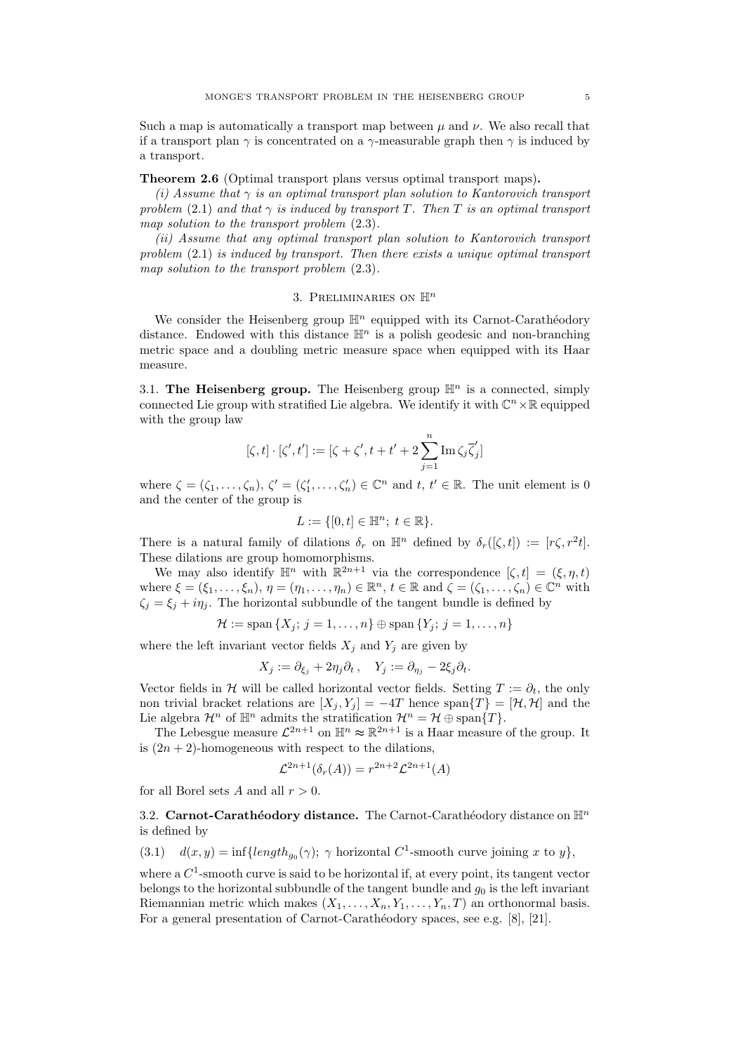Such a map is automatically a transport map between $\mu$ and $\nu$. We also recall that if a transport plan $\gamma$ is concentrated on a $\gamma$-measurable graph then $\gamma$ is induced by a transport.

**Theorem 2.6** (Optimal transport plans versus optimal transport maps)**.**

*(i) Assume that $\gamma$ is an optimal transport plan solution to Kantorovich transport problem* (2.1) *and that $\gamma$ is induced by transport $T$. Then $T$ is an optimal transport map solution to the transport problem* (2.3).

*(ii) Assume that any optimal transport plan solution to Kantorovich transport problem* (2.1) *is induced by transport. Then there exists a unique optimal transport map solution to the transport problem* (2.3).

## 3. Preliminaries on $\mathbb{H}^n$

We consider the Heisenberg group $\mathbb{H}^n$ equipped with its Carnot-Carathéodory distance. Endowed with this distance $\mathbb{H}^n$ is a polish geodesic and non-branching metric space and a doubling metric measure space when equipped with its Haar measure.

### 3.1. The Heisenberg group.

The Heisenberg group $\mathbb{H}^n$ is a connected, simply connected Lie group with stratified Lie algebra. We identify it with $\mathbb{C}^n \times \mathbb{R}$ equipped with the group law

$$[\zeta, t] \cdot [\zeta', t'] := [\zeta + \zeta', t + t' + 2 \sum_{j=1}^{n} \operatorname{Im} \zeta_j \overline{\zeta}_j']$$

where $\zeta = (\zeta_1, \ldots, \zeta_n)$, $\zeta' = (\zeta'_1, \ldots, \zeta'_n) \in \mathbb{C}^n$ and $t$, $t' \in \mathbb{R}$. The unit element is 0 and the center of the group is

$$L := \{[0, t] \in \mathbb{H}^n;\ t \in \mathbb{R}\}.$$

There is a natural family of dilations $\delta_r$ on $\mathbb{H}^n$ defined by $\delta_r([\zeta, t]) := [r\zeta, r^2 t]$. These dilations are group homomorphisms.

We may also identify $\mathbb{H}^n$ with $\mathbb{R}^{2n+1}$ via the correspondence $[\zeta, t] = (\xi, \eta, t)$ where $\xi = (\xi_1, \ldots, \xi_n)$, $\eta = (\eta_1, \ldots, \eta_n) \in \mathbb{R}^n$, $t \in \mathbb{R}$ and $\zeta = (\zeta_1, \ldots, \zeta_n) \in \mathbb{C}^n$ with $\zeta_j = \xi_j + i\eta_j$. The horizontal subbundle of the tangent bundle is defined by

$$\mathcal{H} := \operatorname{span}\{X_j;\ j = 1, \ldots, n\} \oplus \operatorname{span}\{Y_j;\ j = 1, \ldots, n\}$$

where the left invariant vector fields $X_j$ and $Y_j$ are given by

$$X_j := \partial_{\xi_j} + 2\eta_j \partial_t\,, \quad Y_j := \partial_{\eta_j} - 2\xi_j \partial_t.$$

Vector fields in $\mathcal{H}$ will be called horizontal vector fields. Setting $T := \partial_t$, the only non trivial bracket relations are $[X_j, Y_j] = -4T$ hence $\operatorname{span}\{T\} = [\mathcal{H}, \mathcal{H}]$ and the Lie algebra $\mathcal{H}^n$ of $\mathbb{H}^n$ admits the stratification $\mathcal{H}^n = \mathcal{H} \oplus \operatorname{span}\{T\}$.

The Lebesgue measure $\mathcal{L}^{2n+1}$ on $\mathbb{H}^n \approx \mathbb{R}^{2n+1}$ is a Haar measure of the group. It is $(2n+2)$-homogeneous with respect to the dilations,

$$\mathcal{L}^{2n+1}(\delta_r(A)) = r^{2n+2} \mathcal{L}^{2n+1}(A)$$

for all Borel sets $A$ and all $r > 0$.

### 3.2. Carnot-Carathéodory distance.

The Carnot-Carathéodory distance on $\mathbb{H}^n$ is defined by

$$d(x, y) = \inf\{length_{g_0}(\gamma);\ \gamma \text{ horizontal } C^1\text{-smooth curve joining } x \text{ to } y\}, \tag{3.1}$$

where a $C^1$-smooth curve is said to be horizontal if, at every point, its tangent vector belongs to the horizontal subbundle of the tangent bundle and $g_0$ is the left invariant Riemannian metric which makes $(X_1, \ldots, X_n, Y_1, \ldots, Y_n, T)$ an orthonormal basis. For a general presentation of Carnot-Carathéodory spaces, see e.g. [8], [21].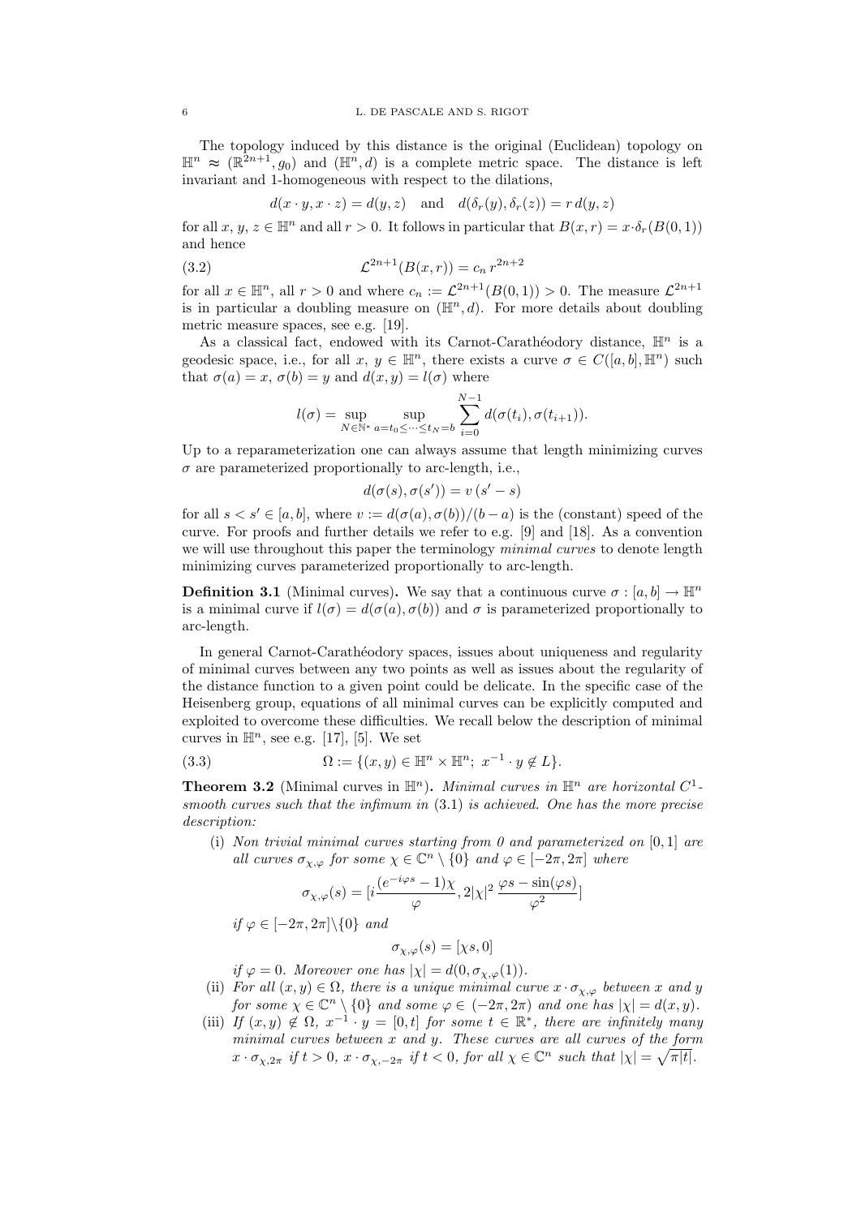The topology induced by this distance is the original (Euclidean) topology on $\mathbb{H}^n \approx (\mathbb{R}^{2n+1}, g_0)$ and $(\mathbb{H}^n, d)$ is a complete metric space. The distance is left invariant and 1-homogeneous with respect to the dilations,

$$d(x \cdot y, x \cdot z) = d(y, z) \quad \text{and} \quad d(\delta_r(y), \delta_r(z)) = r\, d(y, z)$$

for all $x$, $y$, $z \in \mathbb{H}^n$ and all $r > 0$. It follows in particular that $B(x, r) = x \cdot \delta_r(B(0, 1))$ and hence

$$\mathcal{L}^{2n+1}(B(x, r)) = c_n\, r^{2n+2} \tag{3.2}$$

for all $x \in \mathbb{H}^n$, all $r > 0$ and where $c_n := \mathcal{L}^{2n+1}(B(0, 1)) > 0$. The measure $\mathcal{L}^{2n+1}$ is in particular a doubling measure on $(\mathbb{H}^n, d)$. For more details about doubling metric measure spaces, see e.g. [19].

As a classical fact, endowed with its Carnot-Carathéodory distance, $\mathbb{H}^n$ is a geodesic space, i.e., for all $x$, $y \in \mathbb{H}^n$, there exists a curve $\sigma \in C([a, b], \mathbb{H}^n)$ such that $\sigma(a) = x$, $\sigma(b) = y$ and $d(x, y) = l(\sigma)$ where

$$l(\sigma) = \sup_{N \in \mathbb{N}^*} \sup_{a = t_0 \leq \cdots \leq t_N = b} \sum_{i=0}^{N-1} d(\sigma(t_i), \sigma(t_{i+1})).$$

Up to a reparameterization one can always assume that length minimizing curves $\sigma$ are parameterized proportionally to arc-length, i.e.,

$$d(\sigma(s), \sigma(s')) = v\,(s' - s)$$

for all $s < s' \in [a, b]$, where $v := d(\sigma(a), \sigma(b))/(b - a)$ is the (constant) speed of the curve. For proofs and further details we refer to e.g. [9] and [18]. As a convention we will use throughout this paper the terminology *minimal curves* to denote length minimizing curves parameterized proportionally to arc-length.

**Definition 3.1** (Minimal curves)**.** We say that a continuous curve $\sigma : [a, b] \to \mathbb{H}^n$ is a minimal curve if $l(\sigma) = d(\sigma(a), \sigma(b))$ and $\sigma$ is parameterized proportionally to arc-length.

In general Carnot-Carathéodory spaces, issues about uniqueness and regularity of minimal curves between any two points as well as issues about the regularity of the distance function to a given point could be delicate. In the specific case of the Heisenberg group, equations of all minimal curves can be explicitly computed and exploited to overcome these difficulties. We recall below the description of minimal curves in $\mathbb{H}^n$, see e.g. [17], [5]. We set

$$\Omega := \{(x, y) \in \mathbb{H}^n \times \mathbb{H}^n;\ x^{-1} \cdot y \notin L\}. \tag{3.3}$$

**Theorem 3.2** (Minimal curves in $\mathbb{H}^n$)**.** *Minimal curves in $\mathbb{H}^n$ are horizontal $C^1$-smooth curves such that the infimum in* (3.1) *is achieved. One has the more precise description:*

(i) *Non trivial minimal curves starting from 0 and parameterized on $[0, 1]$ are all curves $\sigma_{\chi,\varphi}$ for some $\chi \in \mathbb{C}^n \setminus \{0\}$ and $\varphi \in [-2\pi, 2\pi]$ where*

$$\sigma_{\chi,\varphi}(s) = [i\frac{(e^{-i\varphi s} - 1)\chi}{\varphi}, 2|\chi|^2\, \frac{\varphi s - \sin(\varphi s)}{\varphi^2}]$$

*if $\varphi \in [-2\pi, 2\pi] \backslash \{0\}$ and*

$$\sigma_{\chi,\varphi}(s) = [\chi s, 0]$$

*if $\varphi = 0$. Moreover one has $|\chi| = d(0, \sigma_{\chi,\varphi}(1))$.*

(ii) *For all $(x, y) \in \Omega$, there is a unique minimal curve $x \cdot \sigma_{\chi,\varphi}$ between $x$ and $y$ for some $\chi \in \mathbb{C}^n \setminus \{0\}$ and some $\varphi \in (-2\pi, 2\pi)$ and one has $|\chi| = d(x, y)$.*

(iii) *If $(x, y) \notin \Omega$, $x^{-1} \cdot y = [0, t]$ for some $t \in \mathbb{R}^*$, there are infinitely many minimal curves between $x$ and $y$. These curves are all curves of the form $x \cdot \sigma_{\chi,2\pi}$ if $t > 0$, $x \cdot \sigma_{\chi,-2\pi}$ if $t < 0$, for all $\chi \in \mathbb{C}^n$ such that $|\chi| = \sqrt{\pi|t|}$.*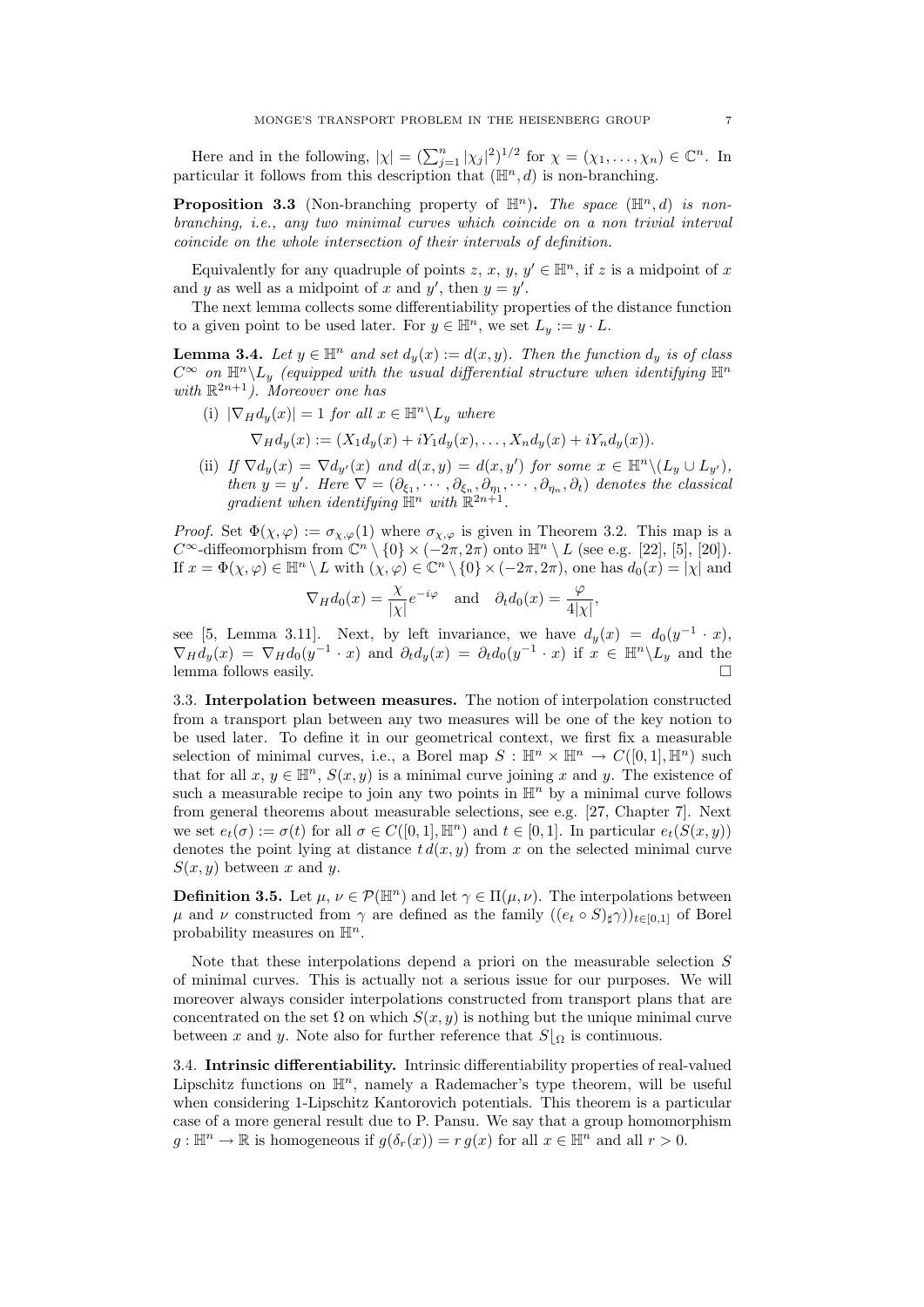Here and in the following, $|\chi| = (\sum_{j=1}^{n} |\chi_j|^2)^{1/2}$ for $\chi = (\chi_1, \dots, \chi_n) \in \mathbb{C}^n$. In particular it follows from this description that $(\mathbb{H}^n, d)$ is non-branching.

**Proposition 3.3** (Non-branching property of $\mathbb{H}^n$)**.** *The space $(\mathbb{H}^n, d)$ is non-branching, i.e., any two minimal curves which coincide on a non trivial interval coincide on the whole intersection of their intervals of definition.*

Equivalently for any quadruple of points $z$, $x$, $y$, $y' \in \mathbb{H}^n$, if $z$ is a midpoint of $x$ and $y$ as well as a midpoint of $x$ and $y'$, then $y = y'$.

The next lemma collects some differentiability properties of the distance function to a given point to be used later. For $y \in \mathbb{H}^n$, we set $L_y := y \cdot L$.

**Lemma 3.4.** *Let $y \in \mathbb{H}^n$ and set $d_y(x) := d(x, y)$. Then the function $d_y$ is of class $C^\infty$ on $\mathbb{H}^n \setminus L_y$ (equipped with the usual differential structure when identifying $\mathbb{H}^n$ with $\mathbb{R}^{2n+1}$). Moreover one has*

- (i) *$|\nabla_H d_y(x)| = 1$ for all $x \in \mathbb{H}^n \setminus L_y$ where*
$$\nabla_H d_y(x) := (X_1 d_y(x) + iY_1 d_y(x), \dots, X_n d_y(x) + iY_n d_y(x)).$$
- (ii) *If $\nabla d_y(x) = \nabla d_{y'}(x)$ and $d(x, y) = d(x, y')$ for some $x \in \mathbb{H}^n \setminus (L_y \cup L_{y'})$, then $y = y'$. Here $\nabla = (\partial_{\xi_1}, \cdots, \partial_{\xi_n}, \partial_{\eta_1}, \cdots, \partial_{\eta_n}, \partial_t)$ denotes the classical gradient when identifying $\mathbb{H}^n$ with $\mathbb{R}^{2n+1}$.*

*Proof.* Set $\Phi(\chi, \varphi) := \sigma_{\chi,\varphi}(1)$ where $\sigma_{\chi,\varphi}$ is given in Theorem 3.2. This map is a $C^\infty$-diffeomorphism from $\mathbb{C}^n \setminus \{0\} \times (-2\pi, 2\pi)$ onto $\mathbb{H}^n \setminus L$ (see e.g. [22], [5], [20]). If $x = \Phi(\chi, \varphi) \in \mathbb{H}^n \setminus L$ with $(\chi, \varphi) \in \mathbb{C}^n \setminus \{0\} \times (-2\pi, 2\pi)$, one has $d_0(x) = |\chi|$ and

$$\nabla_H d_0(x) = \frac{\chi}{|\chi|} e^{-i\varphi} \quad \text{and} \quad \partial_t d_0(x) = \frac{\varphi}{4|\chi|},$$

see [5, Lemma 3.11]. Next, by left invariance, we have $d_y(x) = d_0(y^{-1} \cdot x)$, $\nabla_H d_y(x) = \nabla_H d_0(y^{-1} \cdot x)$ and $\partial_t d_y(x) = \partial_t d_0(y^{-1} \cdot x)$ if $x \in \mathbb{H}^n \setminus L_y$ and the lemma follows easily. $\square$

## 3.3. Interpolation between measures.

The notion of interpolation constructed from a transport plan between any two measures will be one of the key notion to be used later. To define it in our geometrical context, we first fix a measurable selection of minimal curves, i.e., a Borel map $S : \mathbb{H}^n \times \mathbb{H}^n \to C([0,1], \mathbb{H}^n)$ such that for all $x$, $y \in \mathbb{H}^n$, $S(x, y)$ is a minimal curve joining $x$ and $y$. The existence of such a measurable recipe to join any two points in $\mathbb{H}^n$ by a minimal curve follows from general theorems about measurable selections, see e.g. [27, Chapter 7]. Next we set $e_t(\sigma) := \sigma(t)$ for all $\sigma \in C([0,1], \mathbb{H}^n)$ and $t \in [0,1]$. In particular $e_t(S(x, y))$ denotes the point lying at distance $t\, d(x, y)$ from $x$ on the selected minimal curve $S(x, y)$ between $x$ and $y$.

**Definition 3.5.** Let $\mu$, $\nu \in \mathcal{P}(\mathbb{H}^n)$ and let $\gamma \in \Pi(\mu, \nu)$. The interpolations between $\mu$ and $\nu$ constructed from $\gamma$ are defined as the family $((e_t \circ S)_\sharp \gamma))_{t \in [0,1]}$ of Borel probability measures on $\mathbb{H}^n$.

Note that these interpolations depend a priori on the measurable selection $S$ of minimal curves. This is actually not a serious issue for our purposes. We will moreover always consider interpolations constructed from transport plans that are concentrated on the set $\Omega$ on which $S(x, y)$ is nothing but the unique minimal curve between $x$ and $y$. Note also for further reference that $S\lfloor_\Omega$ is continuous.

## 3.4. Intrinsic differentiability.

Intrinsic differentiability properties of real-valued Lipschitz functions on $\mathbb{H}^n$, namely a Rademacher's type theorem, will be useful when considering 1-Lipschitz Kantorovich potentials. This theorem is a particular case of a more general result due to P. Pansu. We say that a group homomorphism $g : \mathbb{H}^n \to \mathbb{R}$ is homogeneous if $g(\delta_r(x)) = r\, g(x)$ for all $x \in \mathbb{H}^n$ and all $r > 0$.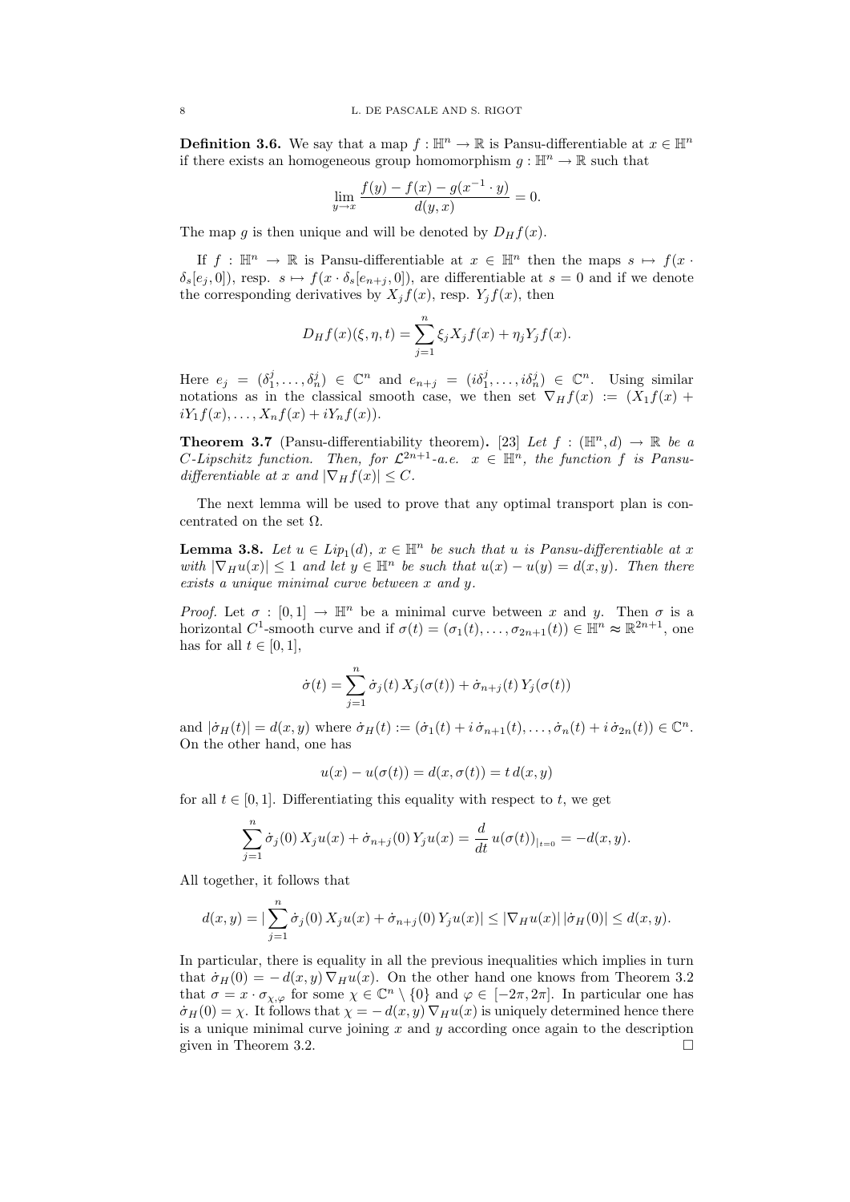**Definition 3.6.** We say that a map $f : \mathbb{H}^n \to \mathbb{R}$ is Pansu-differentiable at $x \in \mathbb{H}^n$ if there exists an homogeneous group homomorphism $g : \mathbb{H}^n \to \mathbb{R}$ such that

$$\lim_{y \to x} \frac{f(y) - f(x) - g(x^{-1} \cdot y)}{d(y,x)} = 0.$$

The map $g$ is then unique and will be denoted by $D_H f(x)$.

If $f : \mathbb{H}^n \to \mathbb{R}$ is Pansu-differentiable at $x \in \mathbb{H}^n$ then the maps $s \mapsto f(x \cdot \delta_s[e_j, 0])$, resp. $s \mapsto f(x \cdot \delta_s[e_{n+j}, 0])$, are differentiable at $s = 0$ and if we denote the corresponding derivatives by $X_j f(x)$, resp. $Y_j f(x)$, then

$$D_H f(x)(\xi, \eta, t) = \sum_{j=1}^{n} \xi_j X_j f(x) + \eta_j Y_j f(x).$$

Here $e_j = (\delta_1^j, \ldots, \delta_n^j) \in \mathbb{C}^n$ and $e_{n+j} = (i\delta_1^j, \ldots, i\delta_n^j) \in \mathbb{C}^n$. Using similar notations as in the classical smooth case, we then set $\nabla_H f(x) := (X_1 f(x) + iY_1 f(x), \ldots, X_n f(x) + iY_n f(x))$.

**Theorem 3.7** (Pansu-differentiability theorem)**.** [23] *Let $f : (\mathbb{H}^n, d) \to \mathbb{R}$ be a $C$-Lipschitz function. Then, for $\mathcal{L}^{2n+1}$-a.e. $x \in \mathbb{H}^n$, the function $f$ is Pansu-differentiable at $x$ and $|\nabla_H f(x)| \le C$.*

The next lemma will be used to prove that any optimal transport plan is concentrated on the set $\Omega$.

**Lemma 3.8.** *Let $u \in Lip_1(d)$, $x \in \mathbb{H}^n$ be such that $u$ is Pansu-differentiable at $x$ with $|\nabla_H u(x)| \le 1$ and let $y \in \mathbb{H}^n$ be such that $u(x) - u(y) = d(x,y)$. Then there exists a unique minimal curve between $x$ and $y$.*

*Proof.* Let $\sigma : [0,1] \to \mathbb{H}^n$ be a minimal curve between $x$ and $y$. Then $\sigma$ is a horizontal $C^1$-smooth curve and if $\sigma(t) = (\sigma_1(t), \ldots, \sigma_{2n+1}(t)) \in \mathbb{H}^n \approx \mathbb{R}^{2n+1}$, one has for all $t \in [0,1]$,

$$\dot\sigma(t) = \sum_{j=1}^{n} \dot\sigma_j(t)\, X_j(\sigma(t)) + \dot\sigma_{n+j}(t)\, Y_j(\sigma(t))$$

and $|\dot\sigma_H(t)| = d(x,y)$ where $\dot\sigma_H(t) := (\dot\sigma_1(t) + i\,\dot\sigma_{n+1}(t), \ldots, \dot\sigma_n(t) + i\,\dot\sigma_{2n}(t)) \in \mathbb{C}^n$. On the other hand, one has

$$u(x) - u(\sigma(t)) = d(x, \sigma(t)) = t\, d(x,y)$$

for all $t \in [0,1]$. Differentiating this equality with respect to $t$, we get

$$\sum_{j=1}^{n} \dot\sigma_j(0)\, X_j u(x) + \dot\sigma_{n+j}(0)\, Y_j u(x) = \frac{d}{dt}\, u(\sigma(t))_{|_{t=0}} = -d(x,y).$$

All together, it follows that

$$d(x,y) = |\sum_{j=1}^{n} \dot\sigma_j(0)\, X_j u(x) + \dot\sigma_{n+j}(0)\, Y_j u(x)| \le |\nabla_H u(x)|\, |\dot\sigma_H(0)| \le d(x,y).$$

In particular, there is equality in all the previous inequalities which implies in turn that $\dot\sigma_H(0) = -\,d(x,y)\,\nabla_H u(x)$. On the other hand one knows from Theorem 3.2 that $\sigma = x \cdot \sigma_{\chi,\varphi}$ for some $\chi \in \mathbb{C}^n \setminus \{0\}$ and $\varphi \in [-2\pi, 2\pi]$. In particular one has $\dot\sigma_H(0) = \chi$. It follows that $\chi = -\,d(x,y)\,\nabla_H u(x)$ is uniquely determined hence there is a unique minimal curve joining $x$ and $y$ according once again to the description given in Theorem 3.2. $\square$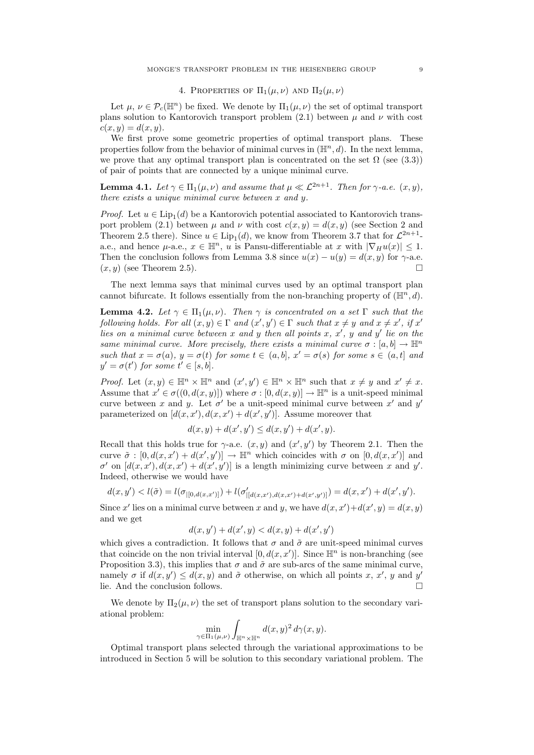## 4. Properties of $\Pi_1(\mu,\nu)$ and $\Pi_2(\mu,\nu)$

Let $\mu,\nu \in \mathcal{P}_c(\mathbb{H}^n)$ be fixed. We denote by $\Pi_1(\mu,\nu)$ the set of optimal transport plans solution to Kantorovich transport problem (2.1) between $\mu$ and $\nu$ with cost $c(x,y) = d(x,y)$.

We first prove some geometric properties of optimal transport plans. These properties follow from the behavior of minimal curves in $(\mathbb{H}^n, d)$. In the next lemma, we prove that any optimal transport plan is concentrated on the set $\Omega$ (see (3.3)) of pair of points that are connected by a unique minimal curve.

**Lemma 4.1.** *Let $\gamma \in \Pi_1(\mu,\nu)$ and assume that $\mu \ll \mathcal{L}^{2n+1}$. Then for $\gamma$-a.e. $(x,y)$, there exists a unique minimal curve between $x$ and $y$.*

*Proof.* Let $u \in \mathrm{Lip}_1(d)$ be a Kantorovich potential associated to Kantorovich transport problem (2.1) between $\mu$ and $\nu$ with cost $c(x,y) = d(x,y)$ (see Section 2 and Theorem 2.5 there). Since $u \in \mathrm{Lip}_1(d)$, we know from Theorem 3.7 that for $\mathcal{L}^{2n+1}$-a.e., and hence $\mu$-a.e., $x \in \mathbb{H}^n$, $u$ is Pansu-differentiable at $x$ with $|\nabla_H u(x)| \leq 1$. Then the conclusion follows from Lemma 3.8 since $u(x) - u(y) = d(x,y)$ for $\gamma$-a.e. $(x,y)$ (see Theorem 2.5). $\square$

The next lemma says that minimal curves used by an optimal transport plan cannot bifurcate. It follows essentially from the non-branching property of $(\mathbb{H}^n, d)$.

**Lemma 4.2.** *Let $\gamma \in \Pi_1(\mu,\nu)$. Then $\gamma$ is concentrated on a set $\Gamma$ such that the following holds. For all $(x,y) \in \Gamma$ and $(x',y') \in \Gamma$ such that $x \neq y$ and $x \neq x'$, if $x'$ lies on a minimal curve between $x$ and $y$ then all points $x$, $x'$, $y$ and $y'$ lie on the same minimal curve. More precisely, there exists a minimal curve $\sigma : [a,b] \to \mathbb{H}^n$ such that $x = \sigma(a)$, $y = \sigma(t)$ for some $t \in (a,b]$, $x' = \sigma(s)$ for some $s \in (a,t]$ and $y' = \sigma(t')$ for some $t' \in [s,b]$.*

*Proof.* Let $(x,y) \in \mathbb{H}^n \times \mathbb{H}^n$ and $(x',y') \in \mathbb{H}^n \times \mathbb{H}^n$ such that $x \neq y$ and $x' \neq x$. Assume that $x' \in \sigma((0,d(x,y)])$ where $\sigma : [0,d(x,y)] \to \mathbb{H}^n$ is a unit-speed minimal curve between $x$ and $y$. Let $\sigma'$ be a unit-speed minimal curve between $x'$ and $y'$ parameterized on $[d(x,x'), d(x,x') + d(x',y')]$. Assume moreover that

$$d(x,y) + d(x',y') \leq d(x,y') + d(x',y).$$

Recall that this holds true for $\gamma$-a.e. $(x,y)$ and $(x',y')$ by Theorem 2.1. Then the curve $\tilde{\sigma} : [0, d(x,x') + d(x',y')] \to \mathbb{H}^n$ which coincides with $\sigma$ on $[0, d(x,x')]$ and $\sigma'$ on $[d(x,x'), d(x,x') + d(x',y')]$ is a length minimizing curve between $x$ and $y'$. Indeed, otherwise we would have

$$d(x,y') < l(\tilde{\sigma}) = l(\sigma_{|[0,d(x,x')]}) + l(\sigma'_{|[d(x,x'),d(x,x')+d(x',y')]}) = d(x,x') + d(x',y').$$

Since $x'$ lies on a minimal curve between $x$ and $y$, we have $d(x,x') + d(x',y) = d(x,y)$ and we get

$$d(x,y') + d(x',y) < d(x,y) + d(x',y')$$

which gives a contradiction. It follows that $\sigma$ and $\tilde{\sigma}$ are unit-speed minimal curves that coincide on the non trivial interval $[0, d(x,x')]$. Since $\mathbb{H}^n$ is non-branching (see Proposition 3.3), this implies that $\sigma$ and $\tilde{\sigma}$ are sub-arcs of the same minimal curve, namely $\sigma$ if $d(x,y') \leq d(x,y)$ and $\tilde{\sigma}$ otherwise, on which all points $x$, $x'$, $y$ and $y'$ lie. And the conclusion follows. $\square$

We denote by $\Pi_2(\mu,\nu)$ the set of transport plans solution to the secondary variational problem:

$$\min_{\gamma \in \Pi_1(\mu,\nu)} \int_{\mathbb{H}^n \times \mathbb{H}^n} d(x,y)^2 \, d\gamma(x,y).$$

Optimal transport plans selected through the variational approximations to be introduced in Section 5 will be solution to this secondary variational problem. The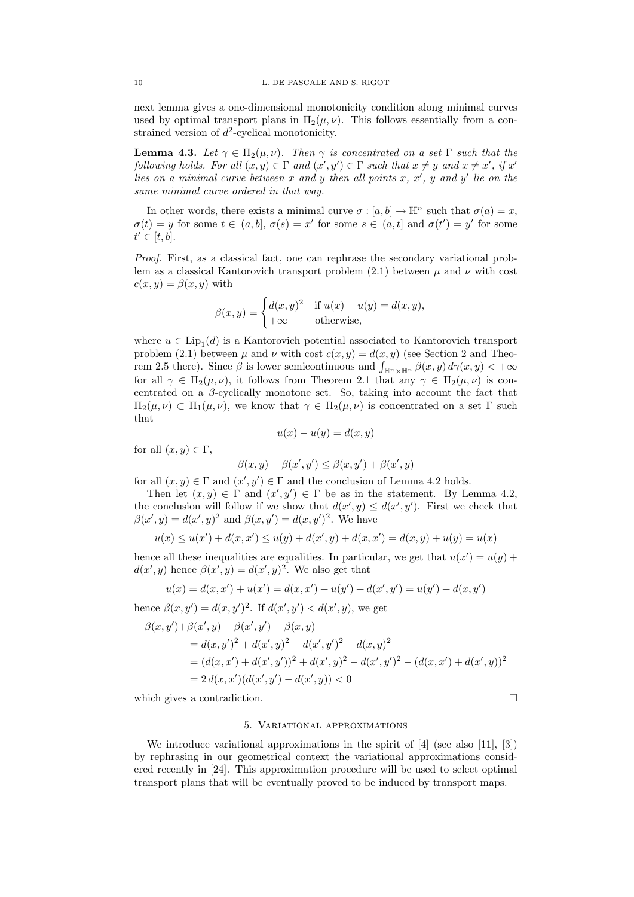next lemma gives a one-dimensional monotonicity condition along minimal curves used by optimal transport plans in $\Pi_2(\mu,\nu)$. This follows essentially from a constrained version of $d^2$-cyclical monotonicity.

**Lemma 4.3.** *Let $\gamma \in \Pi_2(\mu,\nu)$. Then $\gamma$ is concentrated on a set $\Gamma$ such that the following holds. For all $(x,y) \in \Gamma$ and $(x',y') \in \Gamma$ such that $x \neq y$ and $x \neq x'$, if $x'$ lies on a minimal curve between $x$ and $y$ then all points $x$, $x'$, $y$ and $y'$ lie on the same minimal curve ordered in that way.*

In other words, there exists a minimal curve $\sigma : [a,b] \to \mathbb{H}^n$ such that $\sigma(a) = x$, $\sigma(t) = y$ for some $t \in (a,b]$, $\sigma(s) = x'$ for some $s \in (a,t]$ and $\sigma(t') = y'$ for some $t' \in [t,b]$.

*Proof.* First, as a classical fact, one can rephrase the secondary variational problem as a classical Kantorovich transport problem (2.1) between $\mu$ and $\nu$ with cost $c(x,y) = \beta(x,y)$ with

$$\beta(x,y) = \begin{cases} d(x,y)^2 & \text{if } u(x) - u(y) = d(x,y), \\ +\infty & \text{otherwise,} \end{cases}$$

where $u \in \mathrm{Lip}_1(d)$ is a Kantorovich potential associated to Kantorovich transport problem (2.1) between $\mu$ and $\nu$ with cost $c(x,y) = d(x,y)$ (see Section 2 and Theorem 2.5 there). Since $\beta$ is lower semicontinuous and $\int_{\mathbb{H}^n \times \mathbb{H}^n} \beta(x,y)\, d\gamma(x,y) < +\infty$ for all $\gamma \in \Pi_2(\mu,\nu)$, it follows from Theorem 2.1 that any $\gamma \in \Pi_2(\mu,\nu)$ is concentrated on a $\beta$-cyclically monotone set. So, taking into account the fact that $\Pi_2(\mu,\nu) \subset \Pi_1(\mu,\nu)$, we know that $\gamma \in \Pi_2(\mu,\nu)$ is concentrated on a set $\Gamma$ such that

$$u(x) - u(y) = d(x,y)$$

for all $(x,y) \in \Gamma$,

$$\beta(x,y) + \beta(x',y') \le \beta(x,y') + \beta(x',y)$$

for all $(x,y) \in \Gamma$ and $(x',y') \in \Gamma$ and the conclusion of Lemma 4.2 holds.

Then let $(x,y) \in \Gamma$ and $(x',y') \in \Gamma$ be as in the statement. By Lemma 4.2, the conclusion will follow if we show that $d(x',y) \le d(x',y')$. First we check that $\beta(x',y) = d(x',y)^2$ and $\beta(x,y') = d(x,y')^2$. We have

$$u(x) \le u(x') + d(x,x') \le u(y) + d(x',y) + d(x,x') = d(x,y) + u(y) = u(x)$$

hence all these inequalities are equalities. In particular, we get that $u(x') = u(y) + d(x',y)$ hence $\beta(x',y) = d(x',y)^2$. We also get that

$$u(x) = d(x,x') + u(x') = d(x,x') + u(y') + d(x',y') = u(y') + d(x,y')$$

hence $\beta(x,y') = d(x,y')^2$. If $d(x',y') < d(x',y)$, we get

$$\begin{aligned}
\beta(x,y') + \beta(x',y) &- \beta(x',y') - \beta(x,y) \\
&= d(x,y')^2 + d(x',y)^2 - d(x',y')^2 - d(x,y)^2 \\
&= (d(x,x') + d(x',y'))^2 + d(x',y)^2 - d(x',y')^2 - (d(x,x') + d(x',y))^2 \\
&= 2\, d(x,x')(d(x',y') - d(x',y)) < 0
\end{aligned}$$

which gives a contradiction. $\square$

## 5. Variational approximations

We introduce variational approximations in the spirit of [4] (see also [11], [3]) by rephrasing in our geometrical context the variational approximations considered recently in [24]. This approximation procedure will be used to select optimal transport plans that will be eventually proved to be induced by transport maps.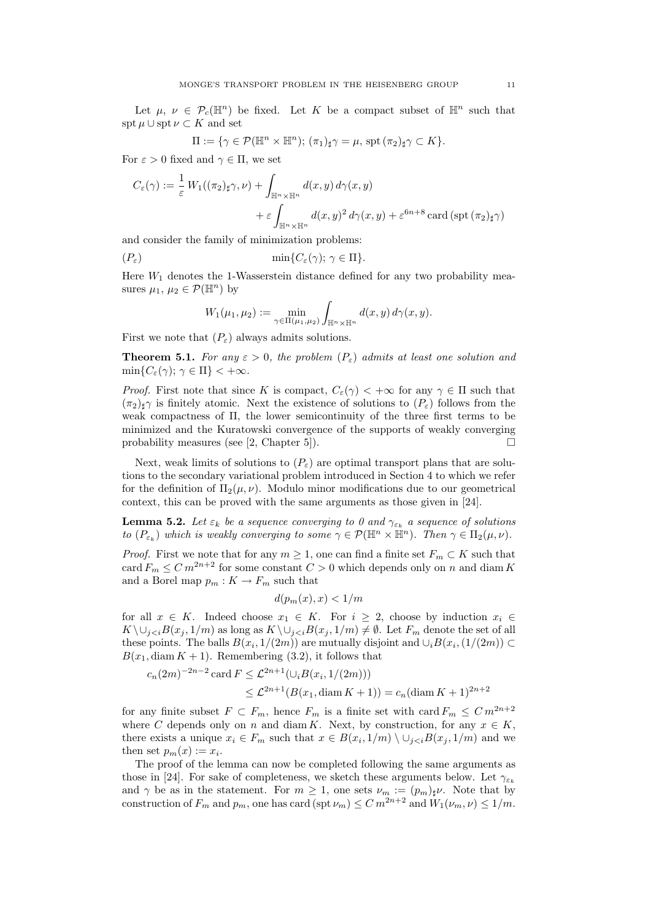Let $\mu$, $\nu \in \mathcal{P}_c(\mathbb{H}^n)$ be fixed. Let $K$ be a compact subset of $\mathbb{H}^n$ such that $\operatorname{spt}\mu \cup \operatorname{spt}\nu \subset K$ and set

$$\Pi := \{\gamma \in \mathcal{P}(\mathbb{H}^n \times \mathbb{H}^n);\ (\pi_1)_\sharp\gamma = \mu,\ \operatorname{spt}(\pi_2)_\sharp\gamma \subset K\}.$$

For $\varepsilon > 0$ fixed and $\gamma \in \Pi$, we set

$$C_\varepsilon(\gamma) := \frac{1}{\varepsilon} W_1((\pi_2)_\sharp\gamma, \nu) + \int_{\mathbb{H}^n\times\mathbb{H}^n} d(x,y)\, d\gamma(x,y) + \varepsilon \int_{\mathbb{H}^n\times\mathbb{H}^n} d(x,y)^2\, d\gamma(x,y) + \varepsilon^{6n+8} \operatorname{card}(\operatorname{spt}(\pi_2)_\sharp\gamma)$$

and consider the family of minimization problems:

$$(P_\varepsilon) \qquad \min\{C_\varepsilon(\gamma);\ \gamma \in \Pi\}.$$

Here $W_1$ denotes the 1-Wasserstein distance defined for any two probability measures $\mu_1$, $\mu_2 \in \mathcal{P}(\mathbb{H}^n)$ by

$$W_1(\mu_1,\mu_2) := \min_{\gamma\in\Pi(\mu_1,\mu_2)} \int_{\mathbb{H}^n\times\mathbb{H}^n} d(x,y)\, d\gamma(x,y).$$

First we note that $(P_\varepsilon)$ always admits solutions.

**Theorem 5.1.** *For any $\varepsilon > 0$, the problem $(P_\varepsilon)$ admits at least one solution and $\min\{C_\varepsilon(\gamma);\ \gamma \in \Pi\} < +\infty$.*

*Proof.* First note that since $K$ is compact, $C_\varepsilon(\gamma) < +\infty$ for any $\gamma \in \Pi$ such that $(\pi_2)_\sharp\gamma$ is finitely atomic. Next the existence of solutions to $(P_\varepsilon)$ follows from the weak compactness of $\Pi$, the lower semicontinuity of the three first terms to be minimized and the Kuratowski convergence of the supports of weakly converging probability measures (see [2, Chapter 5]). $\square$

Next, weak limits of solutions to $(P_\varepsilon)$ are optimal transport plans that are solutions to the secondary variational problem introduced in Section 4 to which we refer for the definition of $\Pi_2(\mu,\nu)$. Modulo minor modifications due to our geometrical context, this can be proved with the same arguments as those given in [24].

**Lemma 5.2.** *Let $\varepsilon_k$ be a sequence converging to 0 and $\gamma_{\varepsilon_k}$ a sequence of solutions to $(P_{\varepsilon_k})$ which is weakly converging to some $\gamma \in \mathcal{P}(\mathbb{H}^n \times \mathbb{H}^n)$. Then $\gamma \in \Pi_2(\mu,\nu)$.*

*Proof.* First we note that for any $m \geq 1$, one can find a finite set $F_m \subset K$ such that $\operatorname{card} F_m \leq C\, m^{2n+2}$ for some constant $C > 0$ which depends only on $n$ and $\operatorname{diam} K$ and a Borel map $p_m : K \to F_m$ such that

$$d(p_m(x), x) < 1/m$$

for all $x \in K$. Indeed choose $x_1 \in K$. For $i \geq 2$, choose by induction $x_i \in K \setminus \cup_{j<i} B(x_j, 1/m)$ as long as $K \setminus \cup_{j<i} B(x_j, 1/m) \neq \emptyset$. Let $F_m$ denote the set of all these points. The balls $B(x_i, 1/(2m))$ are mutually disjoint and $\cup_i B(x_i, (1/(2m)) \subset B(x_1, \operatorname{diam} K + 1)$. Remembering (3.2), it follows that

$$c_n (2m)^{-2n-2} \operatorname{card} F \leq \mathcal{L}^{2n+1}(\cup_i B(x_i, 1/(2m))) \leq \mathcal{L}^{2n+1}(B(x_1, \operatorname{diam} K + 1)) = c_n (\operatorname{diam} K + 1)^{2n+2}$$

for any finite subset $F \subset F_m$, hence $F_m$ is a finite set with $\operatorname{card} F_m \leq C\, m^{2n+2}$ where $C$ depends only on $n$ and $\operatorname{diam} K$. Next, by construction, for any $x \in K$, there exists a unique $x_i \in F_m$ such that $x \in B(x_i, 1/m) \setminus \cup_{j<i} B(x_j, 1/m)$ and we then set $p_m(x) := x_i$.

The proof of the lemma can now be completed following the same arguments as those in [24]. For sake of completeness, we sketch these arguments below. Let $\gamma_{\varepsilon_k}$ and $\gamma$ be as in the statement. For $m \geq 1$, one sets $\nu_m := (p_m)_\sharp \nu$. Note that by construction of $F_m$ and $p_m$, one has $\operatorname{card}(\operatorname{spt} \nu_m) \leq C\, m^{2n+2}$ and $W_1(\nu_m, \nu) \leq 1/m$.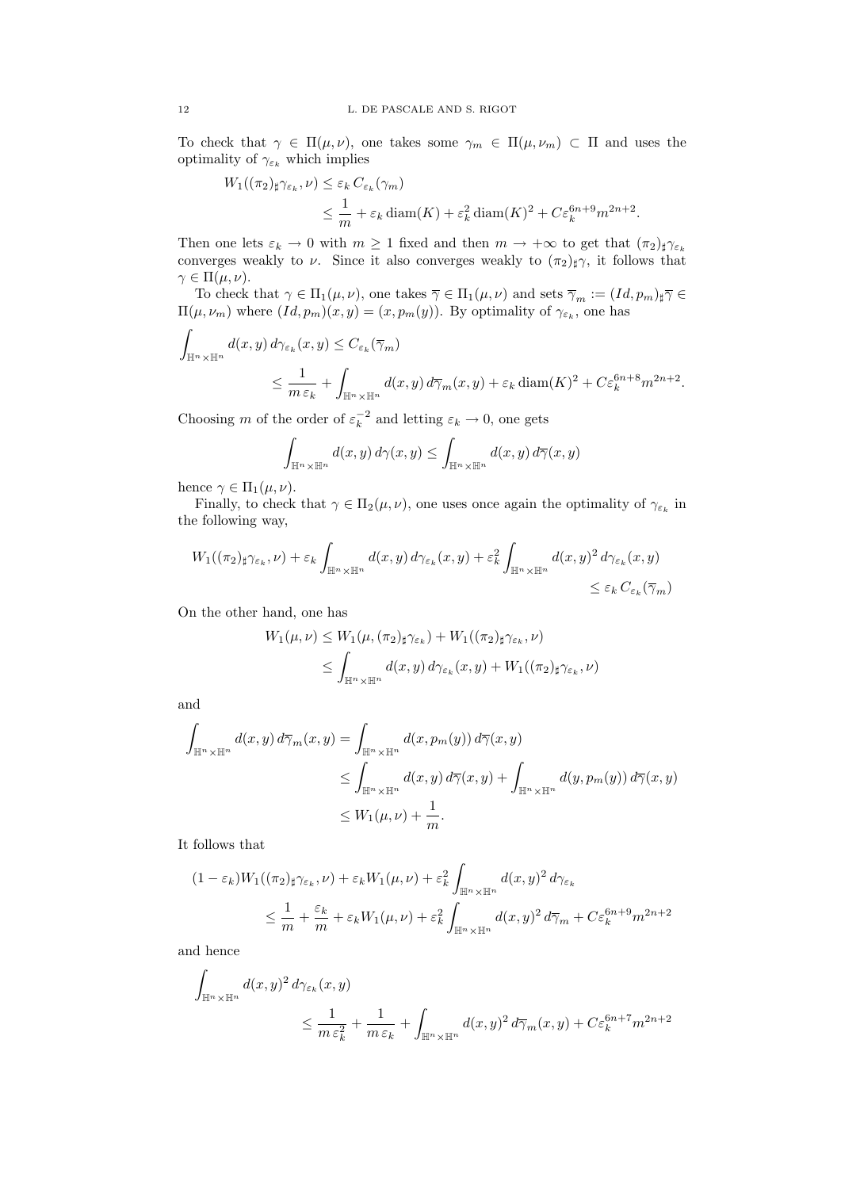To check that $\gamma \in \Pi(\mu,\nu)$, one takes some $\gamma_m \in \Pi(\mu,\nu_m) \subset \Pi$ and uses the optimality of $\gamma_{\varepsilon_k}$ which implies

$$
\begin{aligned}
W_1((\pi_2)_\sharp \gamma_{\varepsilon_k}, \nu) &\le \varepsilon_k \, C_{\varepsilon_k}(\gamma_m) \\
&\le \frac{1}{m} + \varepsilon_k \operatorname{diam}(K) + \varepsilon_k^2 \operatorname{diam}(K)^2 + C\varepsilon_k^{6n+9} m^{2n+2}.
\end{aligned}
$$

Then one lets $\varepsilon_k \to 0$ with $m \geq 1$ fixed and then $m \to +\infty$ to get that $(\pi_2)_\sharp \gamma_{\varepsilon_k}$ converges weakly to $\nu$. Since it also converges weakly to $(\pi_2)_\sharp \gamma$, it follows that $\gamma \in \Pi(\mu,\nu)$.

To check that $\gamma \in \Pi_1(\mu,\nu)$, one takes $\overline{\gamma} \in \Pi_1(\mu,\nu)$ and sets $\overline{\gamma}_m := (Id, p_m)_\sharp \overline{\gamma} \in \Pi(\mu,\nu_m)$ where $(Id,p_m)(x,y) = (x, p_m(y))$. By optimality of $\gamma_{\varepsilon_k}$, one has

$$
\begin{aligned}
\int_{\mathbb{H}^n \times \mathbb{H}^n} d(x,y)\, d\gamma_{\varepsilon_k}(x,y) &\le C_{\varepsilon_k}(\overline{\gamma}_m) \\
&\le \frac{1}{m\,\varepsilon_k} + \int_{\mathbb{H}^n \times \mathbb{H}^n} d(x,y)\, d\overline{\gamma}_m(x,y) + \varepsilon_k \operatorname{diam}(K)^2 + C\varepsilon_k^{6n+8} m^{2n+2}.
\end{aligned}
$$

Choosing $m$ of the order of $\varepsilon_k^{-2}$ and letting $\varepsilon_k \to 0$, one gets

$$
\int_{\mathbb{H}^n \times \mathbb{H}^n} d(x,y)\, d\gamma(x,y) \le \int_{\mathbb{H}^n \times \mathbb{H}^n} d(x,y)\, d\overline{\gamma}(x,y)
$$

hence $\gamma \in \Pi_1(\mu,\nu)$.

Finally, to check that $\gamma \in \Pi_2(\mu,\nu)$, one uses once again the optimality of $\gamma_{\varepsilon_k}$ in the following way,

$$
\begin{aligned}
W_1((\pi_2)_\sharp \gamma_{\varepsilon_k}, \nu) + \varepsilon_k \int_{\mathbb{H}^n \times \mathbb{H}^n} d(x,y)\, d\gamma_{\varepsilon_k}(x,y) + \varepsilon_k^2 \int_{\mathbb{H}^n \times \mathbb{H}^n} d(x,y)^2\, d\gamma_{\varepsilon_k}(x,y) \\
\le \varepsilon_k \, C_{\varepsilon_k}(\overline{\gamma}_m)
\end{aligned}
$$

On the other hand, one has

$$
\begin{aligned}
W_1(\mu,\nu) &\le W_1(\mu, (\pi_2)_\sharp \gamma_{\varepsilon_k}) + W_1((\pi_2)_\sharp \gamma_{\varepsilon_k}, \nu) \\
&\le \int_{\mathbb{H}^n \times \mathbb{H}^n} d(x,y)\, d\gamma_{\varepsilon_k}(x,y) + W_1((\pi_2)_\sharp \gamma_{\varepsilon_k}, \nu)
\end{aligned}
$$

and

$$
\begin{aligned}
\int_{\mathbb{H}^n \times \mathbb{H}^n} d(x,y)\, d\overline{\gamma}_m(x,y) &= \int_{\mathbb{H}^n \times \mathbb{H}^n} d(x, p_m(y))\, d\overline{\gamma}(x,y) \\
&\le \int_{\mathbb{H}^n \times \mathbb{H}^n} d(x,y)\, d\overline{\gamma}(x,y) + \int_{\mathbb{H}^n \times \mathbb{H}^n} d(y, p_m(y))\, d\overline{\gamma}(x,y) \\
&\le W_1(\mu,\nu) + \frac{1}{m}.
\end{aligned}
$$

It follows that

$$
\begin{aligned}
(1-\varepsilon_k) W_1((\pi_2)_\sharp \gamma_{\varepsilon_k}, \nu) + \varepsilon_k W_1(\mu,\nu) + \varepsilon_k^2 \int_{\mathbb{H}^n \times \mathbb{H}^n} d(x,y)^2\, d\gamma_{\varepsilon_k} \\
\le \frac{1}{m} + \frac{\varepsilon_k}{m} + \varepsilon_k W_1(\mu,\nu) + \varepsilon_k^2 \int_{\mathbb{H}^n \times \mathbb{H}^n} d(x,y)^2\, d\overline{\gamma}_m + C\varepsilon_k^{6n+9} m^{2n+2}
\end{aligned}
$$

and hence

$$
\begin{aligned}
\int_{\mathbb{H}^n \times \mathbb{H}^n} d(x,y)^2\, d\gamma_{\varepsilon_k}(x,y) \\
\le \frac{1}{m\,\varepsilon_k^2} + \frac{1}{m\,\varepsilon_k} + \int_{\mathbb{H}^n \times \mathbb{H}^n} d(x,y)^2\, d\overline{\gamma}_m(x,y) + C\varepsilon_k^{6n+7} m^{2n+2}
\end{aligned}
$$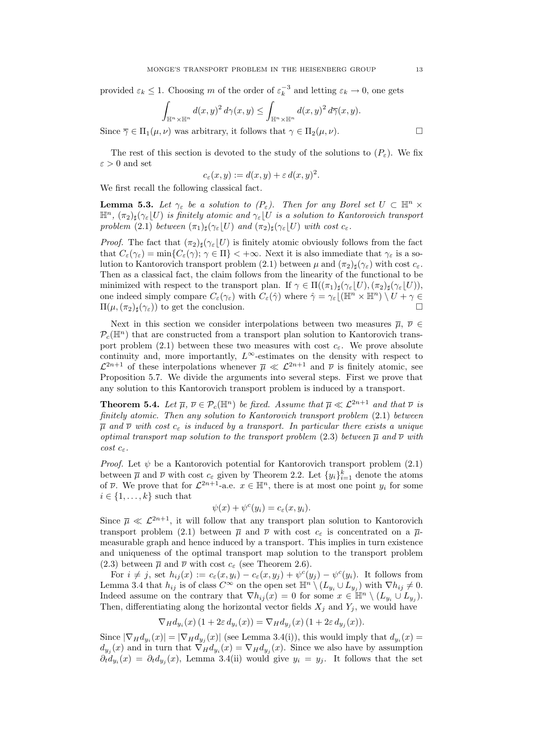provided $\varepsilon_k \le 1$. Choosing $m$ of the order of $\varepsilon_k^{-3}$ and letting $\varepsilon_k \to 0$, one gets

$$\int_{\mathbb{H}^n\times\mathbb{H}^n} d(x,y)^2\, d\gamma(x,y) \le \int_{\mathbb{H}^n\times\mathbb{H}^n} d(x,y)^2\, d\overline{\gamma}(x,y).$$

Since $\overline{\gamma} \in \Pi_1(\mu,\nu)$ was arbitrary, it follows that $\gamma \in \Pi_2(\mu,\nu)$. □

The rest of this section is devoted to the study of the solutions to $(P_\varepsilon)$. We fix $\varepsilon > 0$ and set

$$c_\varepsilon(x,y) := d(x,y) + \varepsilon\, d(x,y)^2.$$

We first recall the following classical fact.

**Lemma 5.3.** *Let $\gamma_\varepsilon$ be a solution to $(P_\varepsilon)$. Then for any Borel set $U \subset \mathbb{H}^n \times \mathbb{H}^n$, $(\pi_2)_\sharp(\gamma_\varepsilon \lfloor U)$ is finitely atomic and $\gamma_\varepsilon\lfloor U$ is a solution to Kantorovich transport problem* (2.1) *between $(\pi_1)_\sharp(\gamma_\varepsilon\lfloor U)$ and $(\pi_2)_\sharp(\gamma_\varepsilon\lfloor U)$ with cost $c_\varepsilon$.*

*Proof.* The fact that $(\pi_2)_\sharp(\gamma_\varepsilon\lfloor U)$ is finitely atomic obviously follows from the fact that $C_\varepsilon(\gamma_\varepsilon) = \min\{C_\varepsilon(\gamma);\, \gamma\in\Pi\} < +\infty$. Next it is also immediate that $\gamma_\varepsilon$ is a solution to Kantorovich transport problem (2.1) between $\mu$ and $(\pi_2)_\sharp(\gamma_\varepsilon)$ with cost $c_\varepsilon$. Then as a classical fact, the claim follows from the linearity of the functional to be minimized with respect to the transport plan. If $\gamma \in \Pi((\pi_1)_\sharp(\gamma_\varepsilon\lfloor U),(\pi_2)_\sharp(\gamma_\varepsilon\lfloor U))$, one indeed simply compare $C_\varepsilon(\gamma_\varepsilon)$ with $C_\varepsilon(\hat\gamma)$ where $\hat\gamma = \gamma_\varepsilon\lfloor(\mathbb{H}^n\times\mathbb{H}^n)\setminus U + \gamma \in \Pi(\mu,(\pi_2)_\sharp(\gamma_\varepsilon))$ to get the conclusion. □

Next in this section we consider interpolations between two measures $\overline{\mu}$, $\overline{\nu} \in \mathcal{P}_c(\mathbb{H}^n)$ that are constructed from a transport plan solution to Kantorovich transport problem (2.1) between these two measures with cost $c_\varepsilon$. We prove absolute continuity and, more importantly, $L^\infty$-estimates on the density with respect to $\mathcal{L}^{2n+1}$ of these interpolations whenever $\overline{\mu} \ll \mathcal{L}^{2n+1}$ and $\overline{\nu}$ is finitely atomic, see Proposition 5.7. We divide the arguments into several steps. First we prove that any solution to this Kantorovich transport problem is induced by a transport.

**Theorem 5.4.** *Let $\overline{\mu}$, $\overline{\nu} \in \mathcal{P}_c(\mathbb{H}^n)$ be fixed. Assume that $\overline{\mu} \ll \mathcal{L}^{2n+1}$ and that $\overline{\nu}$ is finitely atomic. Then any solution to Kantorovich transport problem* (2.1) *between $\overline{\mu}$ and $\overline{\nu}$ with cost $c_\varepsilon$ is induced by a transport. In particular there exists a unique optimal transport map solution to the transport problem* (2.3) *between $\overline{\mu}$ and $\overline{\nu}$ with cost $c_\varepsilon$.*

*Proof.* Let $\psi$ be a Kantorovich potential for Kantorovich transport problem (2.1) between $\overline{\mu}$ and $\overline{\nu}$ with cost $c_\varepsilon$ given by Theorem 2.2. Let $\{y_i\}_{i=1}^k$ denote the atoms of $\overline{\nu}$. We prove that for $\mathcal{L}^{2n+1}$-a.e. $x \in \mathbb{H}^n$, there is at most one point $y_i$ for some $i \in \{1,\dots,k\}$ such that

$$\psi(x) + \psi^c(y_i) = c_\varepsilon(x,y_i).$$

Since $\overline{\mu} \ll \mathcal{L}^{2n+1}$, it will follow that any transport plan solution to Kantorovich transport problem (2.1) between $\overline{\mu}$ and $\overline{\nu}$ with cost $c_\varepsilon$ is concentrated on a $\overline{\mu}$-measurable graph and hence induced by a transport. This implies in turn existence and uniqueness of the optimal transport map solution to the transport problem (2.3) between $\overline{\mu}$ and $\overline{\nu}$ with cost $c_\varepsilon$ (see Theorem 2.6).

For $i \ne j$, set $h_{ij}(x) := c_\varepsilon(x,y_i) - c_\varepsilon(x,y_j) + \psi^c(y_j) - \psi^c(y_i)$. It follows from Lemma 3.4 that $h_{ij}$ is of class $C^\infty$ on the open set $\mathbb{H}^n \setminus (L_{y_i}\cup L_{y_j})$ with $\nabla h_{ij} \ne 0$. Indeed assume on the contrary that $\nabla h_{ij}(x) = 0$ for some $x \in \mathbb{H}^n\setminus(L_{y_i}\cup L_{y_j})$. Then, differentiating along the horizontal vector fields $X_j$ and $Y_j$, we would have

$$\nabla_H d_{y_i}(x)\,(1+2\varepsilon\, d_{y_i}(x)) = \nabla_H d_{y_j}(x)\,(1+2\varepsilon\, d_{y_j}(x)).$$

Since $|\nabla_H d_{y_i}(x)| = |\nabla_H d_{y_j}(x)|$ (see Lemma 3.4(i)), this would imply that $d_{y_i}(x) = d_{y_j}(x)$ and in turn that $\nabla_H d_{y_i}(x) = \nabla_H d_{y_j}(x)$. Since we also have by assumption $\partial_t d_{y_i}(x) = \partial_t d_{y_j}(x)$, Lemma 3.4(ii) would give $y_i = y_j$. It follows that the set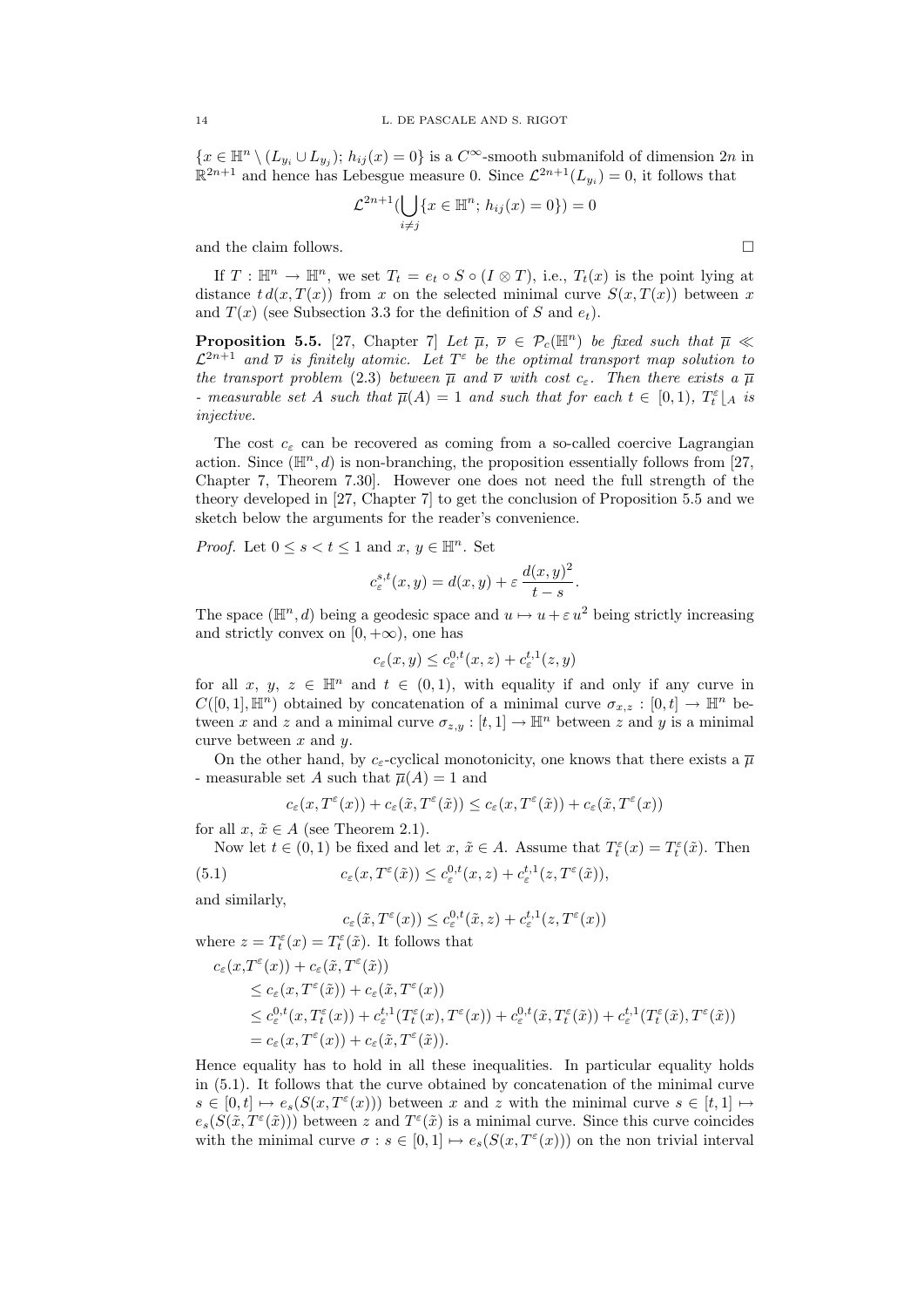$\{x \in \mathbb{H}^n \setminus (L_{y_i} \cup L_{y_j});\ h_{ij}(x) = 0\}$ is a $C^\infty$-smooth submanifold of dimension $2n$ in $\mathbb{R}^{2n+1}$ and hence has Lebesgue measure 0. Since $\mathcal{L}^{2n+1}(L_{y_i}) = 0$, it follows that

$$\mathcal{L}^{2n+1}\Big(\bigcup_{i \neq j} \{x \in \mathbb{H}^n;\ h_{ij}(x) = 0\}\Big) = 0$$

and the claim follows. □

If $T : \mathbb{H}^n \to \mathbb{H}^n$, we set $T_t = e_t \circ S \circ (I \otimes T)$, i.e., $T_t(x)$ is the point lying at distance $t\, d(x, T(x))$ from $x$ on the selected minimal curve $S(x, T(x))$ between $x$ and $T(x)$ (see Subsection 3.3 for the definition of $S$ and $e_t$).

**Proposition 5.5.** [27, Chapter 7] *Let $\overline{\mu}$, $\overline{\nu} \in \mathcal{P}_c(\mathbb{H}^n)$ be fixed such that $\overline{\mu} \ll \mathcal{L}^{2n+1}$ and $\overline{\nu}$ is finitely atomic. Let $T^\varepsilon$ be the optimal transport map solution to the transport problem* (2.3) *between $\overline{\mu}$ and $\overline{\nu}$ with cost $c_\varepsilon$. Then there exists a $\overline{\mu}$ - measurable set $A$ such that $\overline{\mu}(A) = 1$ and such that for each $t \in [0, 1)$, $T_t^\varepsilon\lfloor_A$ is injective.*

The cost $c_\varepsilon$ can be recovered as coming from a so-called coercive Lagrangian action. Since $(\mathbb{H}^n, d)$ is non-branching, the proposition essentially follows from [27, Chapter 7, Theorem 7.30]. However one does not need the full strength of the theory developed in [27, Chapter 7] to get the conclusion of Proposition 5.5 and we sketch below the arguments for the reader's convenience.

*Proof.* Let $0 \le s < t \le 1$ and $x$, $y \in \mathbb{H}^n$. Set

$$c_\varepsilon^{s,t}(x, y) = d(x, y) + \varepsilon\, \frac{d(x, y)^2}{t - s}.$$

The space $(\mathbb{H}^n, d)$ being a geodesic space and $u \mapsto u + \varepsilon\, u^2$ being strictly increasing and strictly convex on $[0, +\infty)$, one has

$$c_\varepsilon(x, y) \le c_\varepsilon^{0,t}(x, z) + c_\varepsilon^{t,1}(z, y)$$

for all $x$, $y$, $z \in \mathbb{H}^n$ and $t \in (0, 1)$, with equality if and only if any curve in $C([0, 1], \mathbb{H}^n)$ obtained by concatenation of a minimal curve $\sigma_{x,z} : [0, t] \to \mathbb{H}^n$ between $x$ and $z$ and a minimal curve $\sigma_{z,y} : [t, 1] \to \mathbb{H}^n$ between $z$ and $y$ is a minimal curve between $x$ and $y$.

On the other hand, by $c_\varepsilon$-cyclical monotonicity, one knows that there exists a $\overline{\mu}$ - measurable set $A$ such that $\overline{\mu}(A) = 1$ and

$$c_\varepsilon(x, T^\varepsilon(x)) + c_\varepsilon(\tilde{x}, T^\varepsilon(\tilde{x})) \le c_\varepsilon(x, T^\varepsilon(\tilde{x})) + c_\varepsilon(\tilde{x}, T^\varepsilon(x))$$

for all $x$, $\tilde{x} \in A$ (see Theorem 2.1).

Now let $t \in (0, 1)$ be fixed and let $x$, $\tilde{x} \in A$. Assume that $T_t^\varepsilon(x) = T_t^\varepsilon(\tilde{x})$. Then

$$c_\varepsilon(x, T^\varepsilon(\tilde{x})) \le c_\varepsilon^{0,t}(x, z) + c_\varepsilon^{t,1}(z, T^\varepsilon(\tilde{x})), \tag{5.1}$$

and similarly,

$$c_\varepsilon(\tilde{x}, T^\varepsilon(x)) \le c_\varepsilon^{0,t}(\tilde{x}, z) + c_\varepsilon^{t,1}(z, T^\varepsilon(x))$$

where $z = T_t^\varepsilon(x) = T_t^\varepsilon(\tilde{x})$. It follows that

$$\begin{aligned}
c_\varepsilon(x, &T^\varepsilon(x)) + c_\varepsilon(\tilde{x}, T^\varepsilon(\tilde{x})) \\
&\le c_\varepsilon(x, T^\varepsilon(\tilde{x})) + c_\varepsilon(\tilde{x}, T^\varepsilon(x)) \\
&\le c_\varepsilon^{0,t}(x, T_t^\varepsilon(x)) + c_\varepsilon^{t,1}(T_t^\varepsilon(x), T^\varepsilon(x)) + c_\varepsilon^{0,t}(\tilde{x}, T_t^\varepsilon(\tilde{x})) + c_\varepsilon^{t,1}(T_t^\varepsilon(\tilde{x}), T^\varepsilon(\tilde{x})) \\
&= c_\varepsilon(x, T^\varepsilon(x)) + c_\varepsilon(\tilde{x}, T^\varepsilon(\tilde{x})).
\end{aligned}$$

Hence equality has to hold in all these inequalities. In particular equality holds in (5.1). It follows that the curve obtained by concatenation of the minimal curve $s \in [0, t] \mapsto e_s(S(x, T^\varepsilon(x)))$ between $x$ and $z$ with the minimal curve $s \in [t, 1] \mapsto e_s(S(\tilde{x}, T^\varepsilon(\tilde{x})))$ between $z$ and $T^\varepsilon(\tilde{x})$ is a minimal curve. Since this curve coincides with the minimal curve $\sigma : s \in [0, 1] \mapsto e_s(S(x, T^\varepsilon(x)))$ on the non trivial interval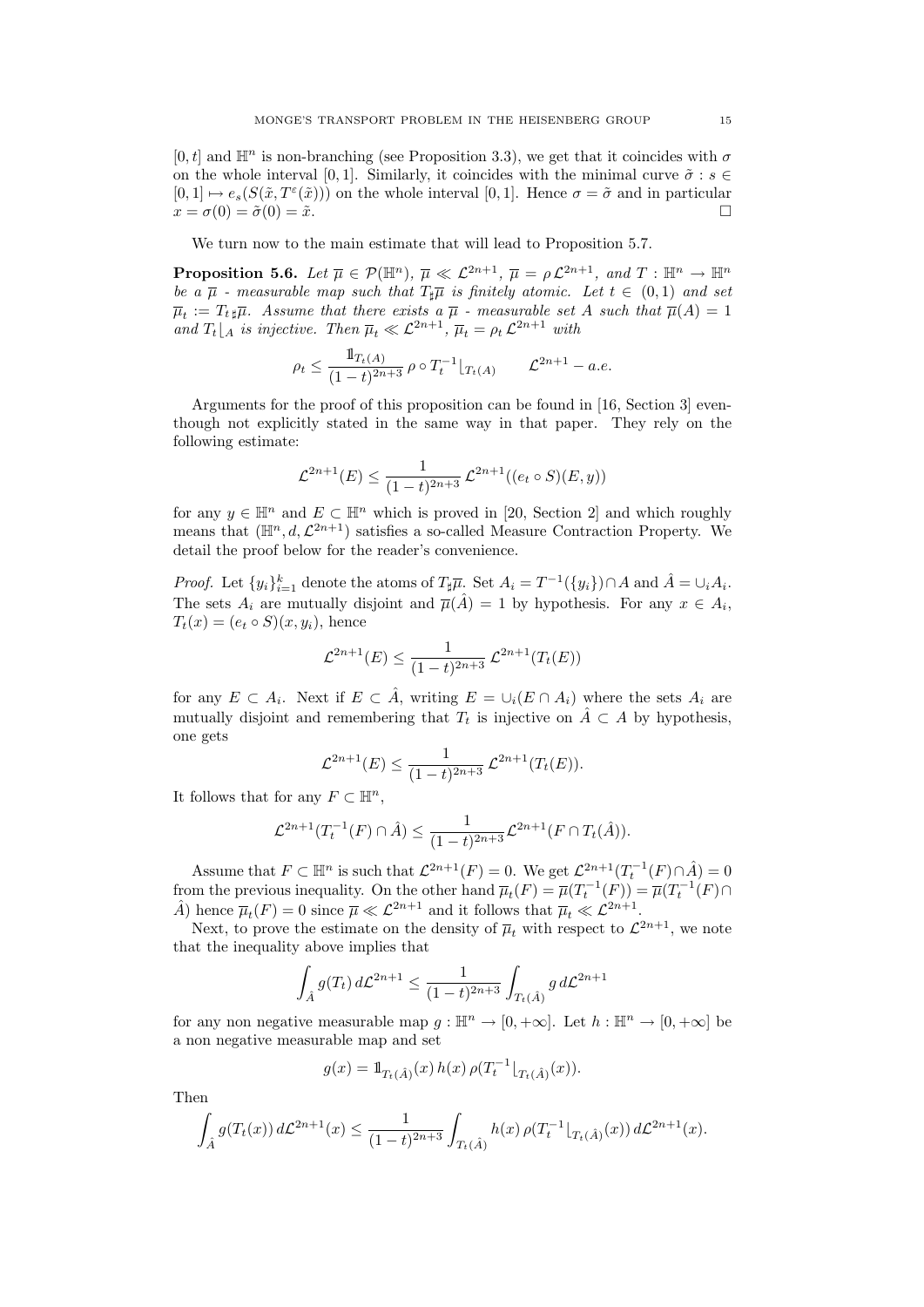$[0,t]$ and $\mathbb{H}^n$ is non-branching (see Proposition 3.3), we get that it coincides with $\sigma$ on the whole interval $[0,1]$. Similarly, it coincides with the minimal curve $\tilde{\sigma} : s \in [0,1] \mapsto e_s(S(\tilde{x}, T^\varepsilon(\tilde{x})))$ on the whole interval $[0,1]$. Hence $\sigma = \tilde{\sigma}$ and in particular $x = \sigma(0) = \tilde{\sigma}(0) = \tilde{x}$. □

We turn now to the main estimate that will lead to Proposition 5.7.

**Proposition 5.6.** *Let $\overline{\mu} \in \mathcal{P}(\mathbb{H}^n)$, $\overline{\mu} \ll \mathcal{L}^{2n+1}$, $\overline{\mu} = \rho\, \mathcal{L}^{2n+1}$, and $T : \mathbb{H}^n \to \mathbb{H}^n$ be a $\overline{\mu}$ - measurable map such that $T_\sharp \overline{\mu}$ is finitely atomic. Let $t \in (0,1)$ and set $\overline{\mu}_t := T_t{}_\sharp \overline{\mu}$. Assume that there exists a $\overline{\mu}$ - measurable set $A$ such that $\overline{\mu}(A) = 1$ and $T_t\lfloor_A$ is injective. Then $\overline{\mu}_t \ll \mathcal{L}^{2n+1}$, $\overline{\mu}_t = \rho_t\, \mathcal{L}^{2n+1}$ with*

$$\rho_t \leq \frac{\mathbb{1}_{T_t(A)}}{(1-t)^{2n+3}}\, \rho \circ T_t^{-1}\lfloor_{T_t(A)} \qquad \mathcal{L}^{2n+1} - a.e.$$

Arguments for the proof of this proposition can be found in [16, Section 3] eventhough not explicitly stated in the same way in that paper. They rely on the following estimate:

$$\mathcal{L}^{2n+1}(E) \leq \frac{1}{(1-t)^{2n+3}}\, \mathcal{L}^{2n+1}((e_t \circ S)(E, y))$$

for any $y \in \mathbb{H}^n$ and $E \subset \mathbb{H}^n$ which is proved in [20, Section 2] and which roughly means that $(\mathbb{H}^n, d, \mathcal{L}^{2n+1})$ satisfies a so-called Measure Contraction Property. We detail the proof below for the reader's convenience.

*Proof.* Let $\{y_i\}_{i=1}^k$ denote the atoms of $T_\sharp \overline{\mu}$. Set $A_i = T^{-1}(\{y_i\}) \cap A$ and $\hat{A} = \cup_i A_i$. The sets $A_i$ are mutually disjoint and $\overline{\mu}(\hat{A}) = 1$ by hypothesis. For any $x \in A_i$, $T_t(x) = (e_t \circ S)(x, y_i)$, hence

$$\mathcal{L}^{2n+1}(E) \leq \frac{1}{(1-t)^{2n+3}}\, \mathcal{L}^{2n+1}(T_t(E))$$

for any $E \subset A_i$. Next if $E \subset \hat{A}$, writing $E = \cup_i (E \cap A_i)$ where the sets $A_i$ are mutually disjoint and remembering that $T_t$ is injective on $\hat{A} \subset A$ by hypothesis, one gets

$$\mathcal{L}^{2n+1}(E) \leq \frac{1}{(1-t)^{2n+3}}\, \mathcal{L}^{2n+1}(T_t(E)).$$

It follows that for any $F \subset \mathbb{H}^n$,

$$\mathcal{L}^{2n+1}(T_t^{-1}(F) \cap \hat{A}) \leq \frac{1}{(1-t)^{2n+3}} \mathcal{L}^{2n+1}(F \cap T_t(\hat{A})).$$

Assume that $F \subset \mathbb{H}^n$ is such that $\mathcal{L}^{2n+1}(F) = 0$. We get $\mathcal{L}^{2n+1}(T_t^{-1}(F) \cap \hat{A}) = 0$ from the previous inequality. On the other hand $\overline{\mu}_t(F) = \overline{\mu}(T_t^{-1}(F)) = \overline{\mu}(T_t^{-1}(F) \cap \hat{A})$ hence $\overline{\mu}_t(F) = 0$ since $\overline{\mu} \ll \mathcal{L}^{2n+1}$ and it follows that $\overline{\mu}_t \ll \mathcal{L}^{2n+1}$.

Next, to prove the estimate on the density of $\overline{\mu}_t$ with respect to $\mathcal{L}^{2n+1}$, we note that the inequality above implies that

$$\int_{\hat{A}} g(T_t)\, d\mathcal{L}^{2n+1} \leq \frac{1}{(1-t)^{2n+3}} \int_{T_t(\hat{A})} g\, d\mathcal{L}^{2n+1}$$

for any non negative measurable map $g : \mathbb{H}^n \to [0, +\infty]$. Let $h : \mathbb{H}^n \to [0, +\infty]$ be a non negative measurable map and set

$$g(x) = \mathbb{1}_{T_t(\hat{A})}(x)\, h(x)\, \rho(T_t^{-1}\lfloor_{T_t(\hat{A})}(x)).$$

Then

$$\int_{\hat{A}} g(T_t(x))\, d\mathcal{L}^{2n+1}(x) \leq \frac{1}{(1-t)^{2n+3}} \int_{T_t(\hat{A})} h(x)\, \rho(T_t^{-1}\lfloor_{T_t(\hat{A})}(x))\, d\mathcal{L}^{2n+1}(x).$$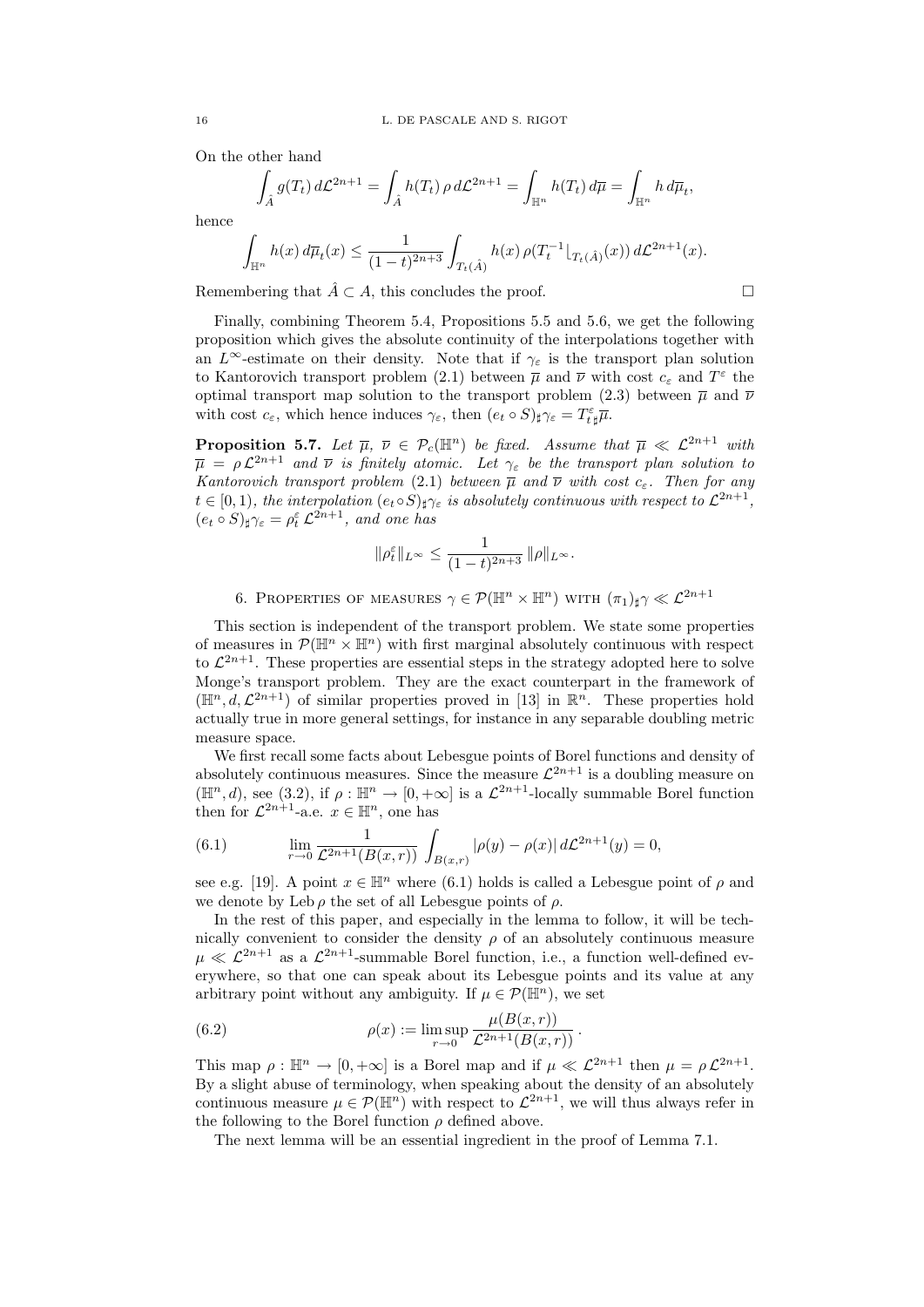On the other hand

$$\int_{\hat{A}} g(T_t)\, d\mathcal{L}^{2n+1} = \int_{\hat{A}} h(T_t)\, \rho\, d\mathcal{L}^{2n+1} = \int_{\mathbb{H}^n} h(T_t)\, d\overline{\mu} = \int_{\mathbb{H}^n} h\, d\overline{\mu}_t,$$

hence

$$\int_{\mathbb{H}^n} h(x)\, d\overline{\mu}_t(x) \leq \frac{1}{(1-t)^{2n+3}} \int_{T_t(\hat{A})} h(x)\, \rho(T_t^{-1}\lfloor_{T_t(\hat{A})}(x))\, d\mathcal{L}^{2n+1}(x).$$

Remembering that $\hat{A} \subset A$, this concludes the proof. □

Finally, combining Theorem 5.4, Propositions 5.5 and 5.6, we get the following proposition which gives the absolute continuity of the interpolations together with an $L^\infty$-estimate on their density. Note that if $\gamma_\varepsilon$ is the transport plan solution to Kantorovich transport problem (2.1) between $\overline{\mu}$ and $\overline{\nu}$ with cost $c_\varepsilon$ and $T^\varepsilon$ the optimal transport map solution to the transport problem (2.3) between $\overline{\mu}$ and $\overline{\nu}$ with cost $c_\varepsilon$, which hence induces $\gamma_\varepsilon$, then $(e_t \circ S)_\sharp \gamma_\varepsilon = T^\varepsilon_{t\,\sharp}\overline{\mu}$.

**Proposition 5.7.** *Let $\overline{\mu}$, $\overline{\nu} \in \mathcal{P}_c(\mathbb{H}^n)$ be fixed. Assume that $\overline{\mu} \ll \mathcal{L}^{2n+1}$ with $\overline{\mu} = \rho\, \mathcal{L}^{2n+1}$ and $\overline{\nu}$ is finitely atomic. Let $\gamma_\varepsilon$ be the transport plan solution to Kantorovich transport problem (2.1) between $\overline{\mu}$ and $\overline{\nu}$ with cost $c_\varepsilon$. Then for any $t \in [0,1)$, the interpolation $(e_t \circ S)_\sharp \gamma_\varepsilon$ is absolutely continuous with respect to $\mathcal{L}^{2n+1}$, $(e_t \circ S)_\sharp \gamma_\varepsilon = \rho_t^\varepsilon\, \mathcal{L}^{2n+1}$, and one has*

$$\|\rho_t^\varepsilon\|_{L^\infty} \leq \frac{1}{(1-t)^{2n+3}}\, \|\rho\|_{L^\infty}.$$

## 6. Properties of measures $\gamma \in \mathcal{P}(\mathbb{H}^n \times \mathbb{H}^n)$ with $(\pi_1)_\sharp \gamma \ll \mathcal{L}^{2n+1}$

This section is independent of the transport problem. We state some properties of measures in $\mathcal{P}(\mathbb{H}^n \times \mathbb{H}^n)$ with first marginal absolutely continuous with respect to $\mathcal{L}^{2n+1}$. These properties are essential steps in the strategy adopted here to solve Monge's transport problem. They are the exact counterpart in the framework of $(\mathbb{H}^n, d, \mathcal{L}^{2n+1})$ of similar properties proved in [13] in $\mathbb{R}^n$. These properties hold actually true in more general settings, for instance in any separable doubling metric measure space.

We first recall some facts about Lebesgue points of Borel functions and density of absolutely continuous measures. Since the measure $\mathcal{L}^{2n+1}$ is a doubling measure on $(\mathbb{H}^n, d)$, see (3.2), if $\rho : \mathbb{H}^n \to [0, +\infty]$ is a $\mathcal{L}^{2n+1}$-locally summable Borel function then for $\mathcal{L}^{2n+1}$-a.e. $x \in \mathbb{H}^n$, one has

$$\lim_{r \to 0} \frac{1}{\mathcal{L}^{2n+1}(B(x,r))} \int_{B(x,r)} |\rho(y) - \rho(x)|\, d\mathcal{L}^{2n+1}(y) = 0, \tag{6.1}$$

see e.g. [19]. A point $x \in \mathbb{H}^n$ where (6.1) holds is called a Lebesgue point of $\rho$ and we denote by $\operatorname{Leb} \rho$ the set of all Lebesgue points of $\rho$.

In the rest of this paper, and especially in the lemma to follow, it will be technically convenient to consider the density $\rho$ of an absolutely continuous measure $\mu \ll \mathcal{L}^{2n+1}$ as a $\mathcal{L}^{2n+1}$-summable Borel function, i.e., a function well-defined everywhere, so that one can speak about its Lebesgue points and its value at any arbitrary point without any ambiguity. If $\mu \in \mathcal{P}(\mathbb{H}^n)$, we set

$$\rho(x) := \limsup_{r \to 0} \frac{\mu(B(x,r))}{\mathcal{L}^{2n+1}(B(x,r))}\,. \tag{6.2}$$

This map $\rho : \mathbb{H}^n \to [0, +\infty]$ is a Borel map and if $\mu \ll \mathcal{L}^{2n+1}$ then $\mu = \rho\, \mathcal{L}^{2n+1}$. By a slight abuse of terminology, when speaking about the density of an absolutely continuous measure $\mu \in \mathcal{P}(\mathbb{H}^n)$ with respect to $\mathcal{L}^{2n+1}$, we will thus always refer in the following to the Borel function $\rho$ defined above.

The next lemma will be an essential ingredient in the proof of Lemma 7.1.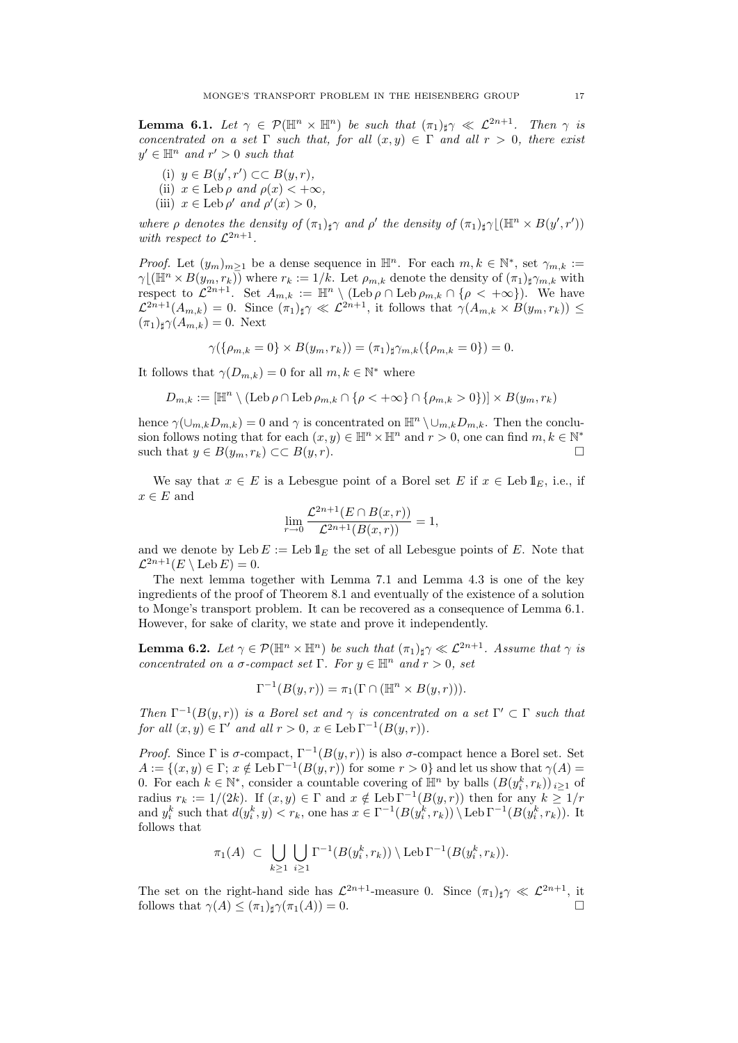**Lemma 6.1.** *Let $\gamma \in \mathcal{P}(\mathbb{H}^n \times \mathbb{H}^n)$ be such that $(\pi_1)_\sharp \gamma \ll \mathcal{L}^{2n+1}$. Then $\gamma$ is concentrated on a set $\Gamma$ such that, for all $(x, y) \in \Gamma$ and all $r > 0$, there exist $y' \in \mathbb{H}^n$ and $r' > 0$ such that*

(i) $y \in B(y', r') \subset\subset B(y, r)$,
(ii) $x \in \operatorname{Leb} \rho$ *and* $\rho(x) < +\infty$,
(iii) $x \in \operatorname{Leb} \rho'$ *and* $\rho'(x) > 0$,

*where $\rho$ denotes the density of $(\pi_1)_\sharp \gamma$ and $\rho'$ the density of $(\pi_1)_\sharp \gamma \lfloor (\mathbb{H}^n \times B(y', r'))$ with respect to $\mathcal{L}^{2n+1}$.*

*Proof.* Let $(y_m)_{m \geq 1}$ be a dense sequence in $\mathbb{H}^n$. For each $m, k \in \mathbb{N}^*$, set $\gamma_{m,k} := \gamma \lfloor (\mathbb{H}^n \times B(y_m, r_k))$ where $r_k := 1/k$. Let $\rho_{m,k}$ denote the density of $(\pi_1)_\sharp \gamma_{m,k}$ with respect to $\mathcal{L}^{2n+1}$. Set $A_{m,k} := \mathbb{H}^n \setminus (\operatorname{Leb} \rho \cap \operatorname{Leb} \rho_{m,k} \cap \{\rho < +\infty\})$. We have $\mathcal{L}^{2n+1}(A_{m,k}) = 0$. Since $(\pi_1)_\sharp \gamma \ll \mathcal{L}^{2n+1}$, it follows that $\gamma(A_{m,k} \times B(y_m, r_k)) \leq (\pi_1)_\sharp \gamma(A_{m,k}) = 0$. Next

$$\gamma(\{\rho_{m,k} = 0\} \times B(y_m, r_k)) = (\pi_1)_\sharp \gamma_{m,k}(\{\rho_{m,k} = 0\}) = 0.$$

It follows that $\gamma(D_{m,k}) = 0$ for all $m, k \in \mathbb{N}^*$ where

$$D_{m,k} := [\mathbb{H}^n \setminus (\operatorname{Leb} \rho \cap \operatorname{Leb} \rho_{m,k} \cap \{\rho < +\infty\} \cap \{\rho_{m,k} > 0\})] \times B(y_m, r_k)$$

hence $\gamma(\cup_{m,k} D_{m,k}) = 0$ and $\gamma$ is concentrated on $\mathbb{H}^n \setminus \cup_{m,k} D_{m,k}$. Then the conclusion follows noting that for each $(x, y) \in \mathbb{H}^n \times \mathbb{H}^n$ and $r > 0$, one can find $m, k \in \mathbb{N}^*$ such that $y \in B(y_m, r_k) \subset\subset B(y, r)$. $\square$

We say that $x \in E$ is a Lebesgue point of a Borel set $E$ if $x \in \operatorname{Leb} \mathbb{1}_E$, i.e., if $x \in E$ and

$$\lim_{r \to 0} \frac{\mathcal{L}^{2n+1}(E \cap B(x, r))}{\mathcal{L}^{2n+1}(B(x, r))} = 1,$$

and we denote by $\operatorname{Leb} E := \operatorname{Leb} \mathbb{1}_E$ the set of all Lebesgue points of $E$. Note that $\mathcal{L}^{2n+1}(E \setminus \operatorname{Leb} E) = 0$.

The next lemma together with Lemma 7.1 and Lemma 4.3 is one of the key ingredients of the proof of Theorem 8.1 and eventually of the existence of a solution to Monge's transport problem. It can be recovered as a consequence of Lemma 6.1. However, for sake of clarity, we state and prove it independently.

**Lemma 6.2.** *Let $\gamma \in \mathcal{P}(\mathbb{H}^n \times \mathbb{H}^n)$ be such that $(\pi_1)_\sharp \gamma \ll \mathcal{L}^{2n+1}$. Assume that $\gamma$ is concentrated on a $\sigma$-compact set $\Gamma$. For $y \in \mathbb{H}^n$ and $r > 0$, set*

$$\Gamma^{-1}(B(y, r)) = \pi_1(\Gamma \cap (\mathbb{H}^n \times B(y, r))).$$

*Then $\Gamma^{-1}(B(y, r))$ is a Borel set and $\gamma$ is concentrated on a set $\Gamma' \subset \Gamma$ such that for all $(x, y) \in \Gamma'$ and all $r > 0$, $x \in \operatorname{Leb} \Gamma^{-1}(B(y, r))$.*

*Proof.* Since $\Gamma$ is $\sigma$-compact, $\Gamma^{-1}(B(y, r))$ is also $\sigma$-compact hence a Borel set. Set $A := \{(x, y) \in \Gamma;\ x \notin \operatorname{Leb} \Gamma^{-1}(B(y, r)) \text{ for some } r > 0\}$ and let us show that $\gamma(A) = 0$. For each $k \in \mathbb{N}^*$, consider a countable covering of $\mathbb{H}^n$ by balls $(B(y_i^k, r_k))_{i \geq 1}$ of radius $r_k := 1/(2k)$. If $(x, y) \in \Gamma$ and $x \notin \operatorname{Leb} \Gamma^{-1}(B(y, r))$ then for any $k \geq 1/r$ and $y_i^k$ such that $d(y_i^k, y) < r_k$, one has $x \in \Gamma^{-1}(B(y_i^k, r_k)) \setminus \operatorname{Leb} \Gamma^{-1}(B(y_i^k, r_k))$. It follows that

$$\pi_1(A) \ \subset \ \bigcup_{k \geq 1} \bigcup_{i \geq 1} \Gamma^{-1}(B(y_i^k, r_k)) \setminus \operatorname{Leb} \Gamma^{-1}(B(y_i^k, r_k)).$$

The set on the right-hand side has $\mathcal{L}^{2n+1}$-measure 0. Since $(\pi_1)_\sharp \gamma \ll \mathcal{L}^{2n+1}$, it follows that $\gamma(A) \leq (\pi_1)_\sharp \gamma(\pi_1(A)) = 0$. $\square$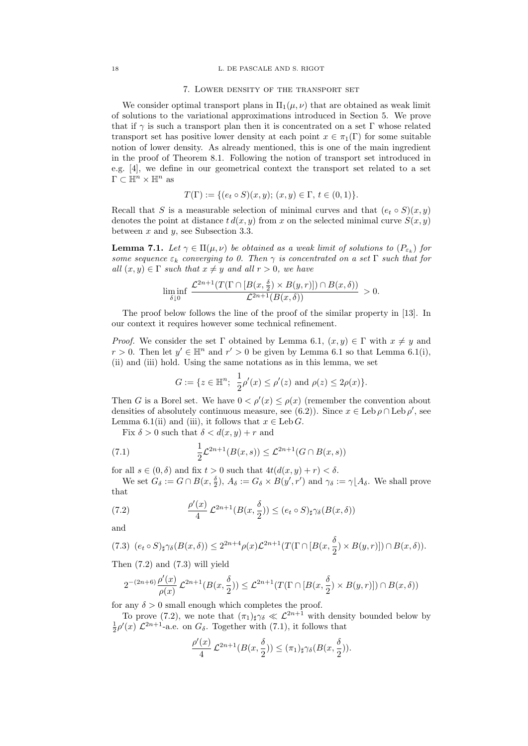## 7. Lower density of the transport set

We consider optimal transport plans in $\Pi_1(\mu, \nu)$ that are obtained as weak limit of solutions to the variational approximations introduced in Section 5. We prove that if $\gamma$ is such a transport plan then it is concentrated on a set $\Gamma$ whose related transport set has positive lower density at each point $x \in \pi_1(\Gamma)$ for some suitable notion of lower density. As already mentioned, this is one of the main ingredient in the proof of Theorem 8.1. Following the notion of transport set introduced in e.g. [4], we define in our geometrical context the transport set related to a set $\Gamma \subset \mathbb{H}^n \times \mathbb{H}^n$ as

$$T(\Gamma) := \{(e_t \circ S)(x, y);\, (x, y) \in \Gamma,\, t \in (0, 1)\}.$$

Recall that $S$ is a measurable selection of minimal curves and that $(e_t \circ S)(x, y)$ denotes the point at distance $t\, d(x, y)$ from $x$ on the selected minimal curve $S(x, y)$ between $x$ and $y$, see Subsection 3.3.

**Lemma 7.1.** *Let $\gamma \in \Pi(\mu, \nu)$ be obtained as a weak limit of solutions to $(P_{\varepsilon_k})$ for some sequence $\varepsilon_k$ converging to 0. Then $\gamma$ is concentrated on a set $\Gamma$ such that for all $(x, y) \in \Gamma$ such that $x \neq y$ and all $r > 0$, we have*

$$\liminf_{\delta \downarrow 0} \frac{\mathcal{L}^{2n+1}(T(\Gamma \cap [B(x, \frac{\delta}{2}) \times B(y, r)]) \cap B(x, \delta))}{\mathcal{L}^{2n+1}(B(x, \delta))} > 0.$$

The proof below follows the line of the proof of the similar property in [13]. In our context it requires however some technical refinement.

*Proof.* We consider the set $\Gamma$ obtained by Lemma 6.1, $(x, y) \in \Gamma$ with $x \neq y$ and $r > 0$. Then let $y' \in \mathbb{H}^n$ and $r' > 0$ be given by Lemma 6.1 so that Lemma 6.1(i), (ii) and (iii) hold. Using the same notations as in this lemma, we set

$$G := \{z \in \mathbb{H}^n;\ \frac{1}{2}\rho'(x) \leq \rho'(z) \text{ and } \rho(z) \leq 2\rho(x)\}.$$

Then $G$ is a Borel set. We have $0 < \rho'(x) \leq \rho(x)$ (remember the convention about densities of absolutely continuous measure, see (6.2)). Since $x \in \operatorname{Leb} \rho \cap \operatorname{Leb} \rho'$, see Lemma 6.1(ii) and (iii), it follows that $x \in \operatorname{Leb} G$.

Fix $\delta > 0$ such that $\delta < d(x, y) + r$ and

$$\frac{1}{2}\mathcal{L}^{2n+1}(B(x, s)) \leq \mathcal{L}^{2n+1}(G \cap B(x, s)) \tag{7.1}$$

for all $s \in (0, \delta)$ and fix $t > 0$ such that $4t(d(x, y) + r) < \delta$.

We set $G_\delta := G \cap B(x, \frac{\delta}{2})$, $A_\delta := G_\delta \times B(y', r')$ and $\gamma_\delta := \gamma \lfloor A_\delta$. We shall prove that

$$\frac{\rho'(x)}{4}\, \mathcal{L}^{2n+1}(B(x, \frac{\delta}{2})) \leq (e_t \circ S)_\sharp \gamma_\delta(B(x, \delta)) \tag{7.2}$$

and

$$(e_t \circ S)_\sharp \gamma_\delta(B(x, \delta)) \leq 2^{2n+4} \rho(x) \mathcal{L}^{2n+1}(T(\Gamma \cap [B(x, \frac{\delta}{2}) \times B(y, r)]) \cap B(x, \delta)). \tag{7.3}$$

Then (7.2) and (7.3) will yield

$$2^{-(2n+6)} \frac{\rho'(x)}{\rho(x)}\, \mathcal{L}^{2n+1}(B(x, \frac{\delta}{2})) \leq \mathcal{L}^{2n+1}(T(\Gamma \cap [B(x, \frac{\delta}{2}) \times B(y, r)]) \cap B(x, \delta))$$

for any $\delta > 0$ small enough which completes the proof.

To prove (7.2), we note that $(\pi_1)_\sharp \gamma_\delta \ll \mathcal{L}^{2n+1}$ with density bounded below by $\frac{1}{2}\rho'(x)\, \mathcal{L}^{2n+1}$-a.e. on $G_\delta$. Together with (7.1), it follows that

$$\frac{\rho'(x)}{4}\, \mathcal{L}^{2n+1}(B(x, \frac{\delta}{2})) \leq (\pi_1)_\sharp \gamma_\delta(B(x, \frac{\delta}{2})).$$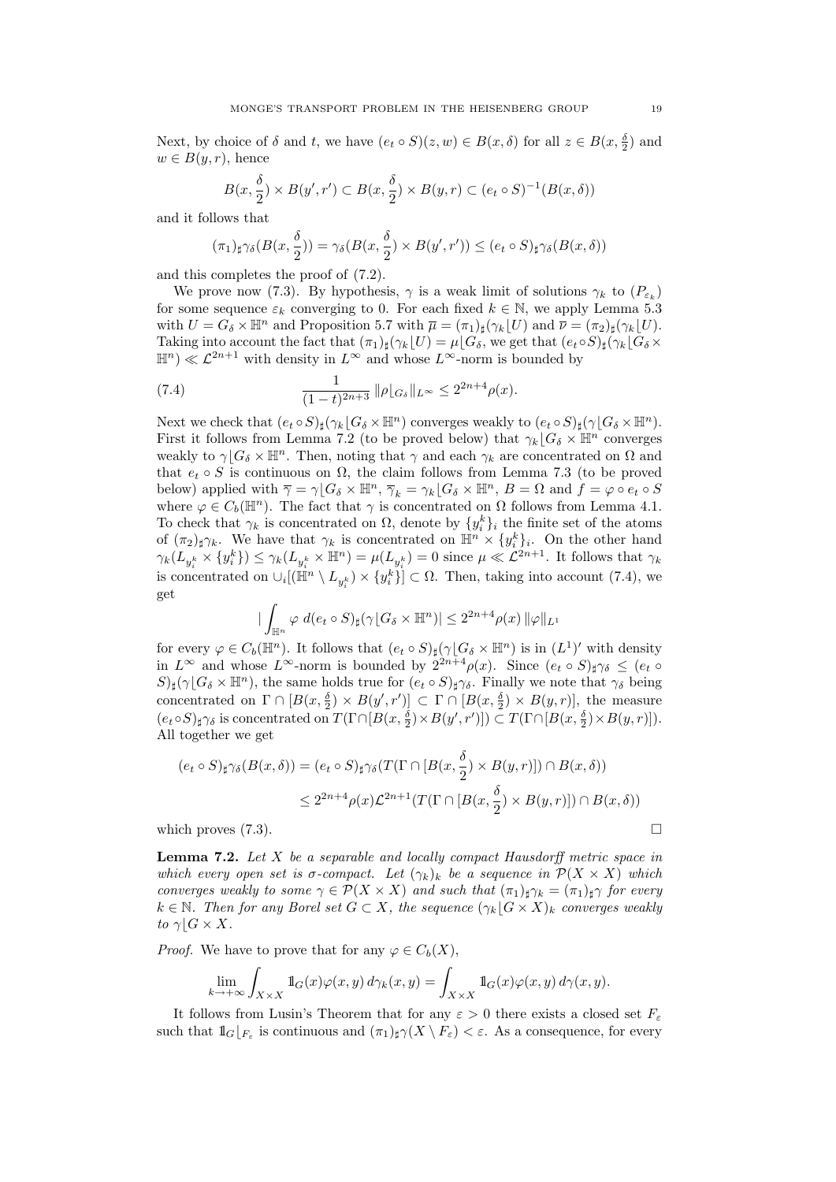Next, by choice of $\delta$ and $t$, we have $(e_t \circ S)(z, w) \in B(x, \delta)$ for all $z \in B(x, \frac{\delta}{2})$ and $w \in B(y, r)$, hence

$$B(x, \frac{\delta}{2}) \times B(y', r') \subset B(x, \frac{\delta}{2}) \times B(y, r) \subset (e_t \circ S)^{-1}(B(x, \delta))$$

and it follows that

$$(\pi_1)_\sharp \gamma_\delta (B(x, \frac{\delta}{2})) = \gamma_\delta (B(x, \frac{\delta}{2}) \times B(y', r')) \leq (e_t \circ S)_\sharp \gamma_\delta (B(x, \delta))$$

and this completes the proof of (7.2).

We prove now (7.3). By hypothesis, $\gamma$ is a weak limit of solutions $\gamma_k$ to $(P_{\varepsilon_k})$ for some sequence $\varepsilon_k$ converging to 0. For each fixed $k \in \mathbb{N}$, we apply Lemma 5.3 with $U = G_\delta \times \mathbb{H}^n$ and Proposition 5.7 with $\overline{\mu} = (\pi_1)_\sharp (\gamma_k \lfloor U)$ and $\overline{\nu} = (\pi_2)_\sharp (\gamma_k \lfloor U)$. Taking into account the fact that $(\pi_1)_\sharp (\gamma_k \lfloor U) = \mu \lfloor G_\delta$, we get that $(e_t \circ S)_\sharp (\gamma_k \lfloor G_\delta \times \mathbb{H}^n) \ll \mathcal{L}^{2n+1}$ with density in $L^\infty$ and whose $L^\infty$-norm is bounded by

$$\frac{1}{(1-t)^{2n+3}} \, \|\rho \lfloor_{G_\delta}\|_{L^\infty} \leq 2^{2n+4} \rho(x). \tag{7.4}$$

Next we check that $(e_t \circ S)_\sharp (\gamma_k \lfloor G_\delta \times \mathbb{H}^n)$ converges weakly to $(e_t \circ S)_\sharp (\gamma \lfloor G_\delta \times \mathbb{H}^n)$. First it follows from Lemma 7.2 (to be proved below) that $\gamma_k \lfloor G_\delta \times \mathbb{H}^n$ converges weakly to $\gamma \lfloor G_\delta \times \mathbb{H}^n$. Then, noting that $\gamma$ and each $\gamma_k$ are concentrated on $\Omega$ and that $e_t \circ S$ is continuous on $\Omega$, the claim follows from Lemma 7.3 (to be proved below) applied with $\overline{\gamma} = \gamma \lfloor G_\delta \times \mathbb{H}^n$, $\overline{\gamma}_k = \gamma_k \lfloor G_\delta \times \mathbb{H}^n$, $B = \Omega$ and $f = \varphi \circ e_t \circ S$ where $\varphi \in C_b(\mathbb{H}^n)$. The fact that $\gamma$ is concentrated on $\Omega$ follows from Lemma 4.1. To check that $\gamma_k$ is concentrated on $\Omega$, denote by $\{y_i^k\}_i$ the finite set of the atoms of $(\pi_2)_\sharp \gamma_k$. We have that $\gamma_k$ is concentrated on $\mathbb{H}^n \times \{y_i^k\}_i$. On the other hand $\gamma_k (L_{y_i^k} \times \{y_i^k\}) \leq \gamma_k (L_{y_i^k} \times \mathbb{H}^n) = \mu(L_{y_i^k}) = 0$ since $\mu \ll \mathcal{L}^{2n+1}$. It follows that $\gamma_k$ is concentrated on $\cup_i [(\mathbb{H}^n \setminus L_{y_i^k}) \times \{y_i^k\}] \subset \Omega$. Then, taking into account (7.4), we get

$$\left| \int_{\mathbb{H}^n} \varphi \; d(e_t \circ S)_\sharp (\gamma \lfloor G_\delta \times \mathbb{H}^n) \right| \leq 2^{2n+4} \rho(x) \, \|\varphi\|_{L^1}$$

for every $\varphi \in C_b(\mathbb{H}^n)$. It follows that $(e_t \circ S)_\sharp (\gamma \lfloor G_\delta \times \mathbb{H}^n)$ is in $(L^1)'$ with density in $L^\infty$ and whose $L^\infty$-norm is bounded by $2^{2n+4} \rho(x)$. Since $(e_t \circ S)_\sharp \gamma_\delta \leq (e_t \circ S)_\sharp (\gamma \lfloor G_\delta \times \mathbb{H}^n)$, the same holds true for $(e_t \circ S)_\sharp \gamma_\delta$. Finally we note that $\gamma_\delta$ being concentrated on $\Gamma \cap [B(x, \frac{\delta}{2}) \times B(y', r')] \subset \Gamma \cap [B(x, \frac{\delta}{2}) \times B(y, r)]$, the measure $(e_t \circ S)_\sharp \gamma_\delta$ is concentrated on $T(\Gamma \cap [B(x, \frac{\delta}{2}) \times B(y', r')]) \subset T(\Gamma \cap [B(x, \frac{\delta}{2}) \times B(y, r)])$. All together we get

$$\begin{aligned}
(e_t \circ S)_\sharp \gamma_\delta (B(x, \delta)) &= (e_t \circ S)_\sharp \gamma_\delta (T(\Gamma \cap [B(x, \frac{\delta}{2}) \times B(y, r)]) \cap B(x, \delta)) \\
&\leq 2^{2n+4} \rho(x) \mathcal{L}^{2n+1} (T(\Gamma \cap [B(x, \frac{\delta}{2}) \times B(y, r)]) \cap B(x, \delta))
\end{aligned}$$

which proves (7.3). $\square$

**Lemma 7.2.** *Let $X$ be a separable and locally compact Hausdorff metric space in which every open set is $\sigma$-compact. Let $(\gamma_k)_k$ be a sequence in $\mathcal{P}(X \times X)$ which converges weakly to some $\gamma \in \mathcal{P}(X \times X)$ and such that $(\pi_1)_\sharp \gamma_k = (\pi_1)_\sharp \gamma$ for every $k \in \mathbb{N}$. Then for any Borel set $G \subset X$, the sequence $(\gamma_k \lfloor G \times X)_k$ converges weakly to $\gamma \lfloor G \times X$.*

*Proof.* We have to prove that for any $\varphi \in C_b(X)$,

$$\lim_{k \to +\infty} \int_{X \times X} \mathbb{1}_G(x) \varphi(x, y) \, d\gamma_k(x, y) = \int_{X \times X} \mathbb{1}_G(x) \varphi(x, y) \, d\gamma(x, y).$$

It follows from Lusin's Theorem that for any $\varepsilon > 0$ there exists a closed set $F_\varepsilon$ such that $\mathbb{1}_G \lfloor_{F_\varepsilon}$ is continuous and $(\pi_1)_\sharp \gamma(X \setminus F_\varepsilon) < \varepsilon$. As a consequence, for every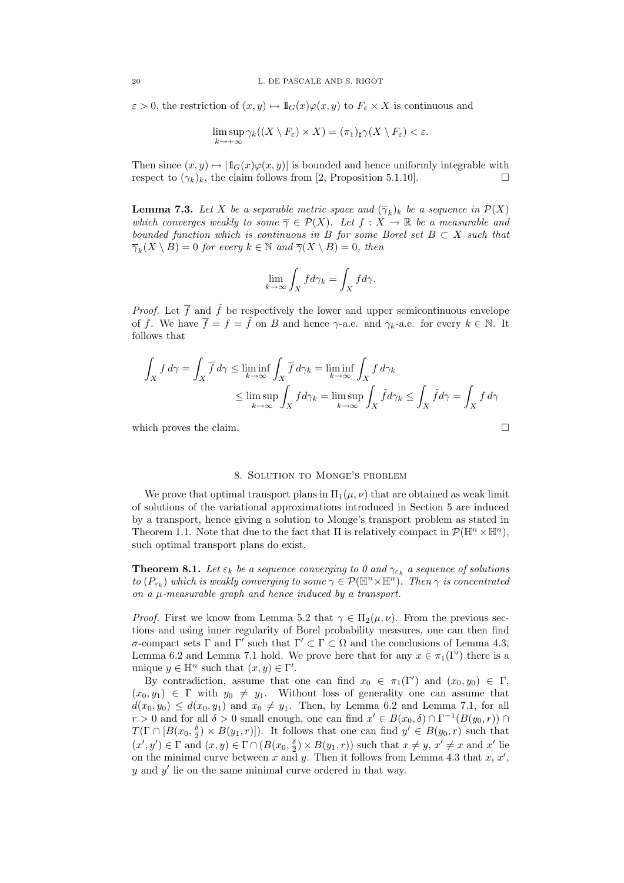$\varepsilon > 0$, the restriction of $(x, y) \mapsto 1\!\!1_G(x)\varphi(x, y)$ to $F_\varepsilon \times X$ is continuous and

$$\limsup_{k\to+\infty} \gamma_k((X \setminus F_\varepsilon) \times X) = (\pi_1)_\sharp \gamma(X \setminus F_\varepsilon) < \varepsilon.$$

Then since $(x, y) \mapsto |1\!\!1_G(x)\varphi(x, y)|$ is bounded and hence uniformly integrable with respect to $(\gamma_k)_k$, the claim follows from [2, Proposition 5.1.10]. $\square$

**Lemma 7.3.** *Let $X$ be a separable metric space and $(\overline{\gamma}_k)_k$ be a sequence in $\mathcal{P}(X)$ which converges weakly to some $\overline{\gamma} \in \mathcal{P}(X)$. Let $f : X \to \mathbb{R}$ be a measurable and bounded function which is continuous in $B$ for some Borel set $B \subset X$ such that $\overline{\gamma}_k(X \setminus B) = 0$ for every $k \in \mathbb{N}$ and $\overline{\gamma}(X \setminus B) = 0$, then*

$$\lim_{k\to\infty} \int_X f d\gamma_k = \int_X f d\gamma.$$

*Proof.* Let $\overline{f}$ and $\tilde{f}$ be respectively the lower and upper semicontinuous envelope of $f$. We have $\overline{f} = f = \tilde{f}$ on $B$ and hence $\gamma$-a.e. and $\gamma_k$-a.e. for every $k \in \mathbb{N}$. It follows that

$$\int_X f\, d\gamma = \int_X \overline{f}\, d\gamma \leq \liminf_{k\to\infty} \int_X \overline{f}\, d\gamma_k = \liminf_{k\to\infty} \int_X f\, d\gamma_k$$
$$\leq \limsup_{k\to\infty} \int_X f d\gamma_k = \limsup_{k\to\infty} \int_X \tilde{f} d\gamma_k \leq \int_X \tilde{f} d\gamma = \int_X f\, d\gamma$$

which proves the claim. $\square$

## 8. Solution to Monge's problem

We prove that optimal transport plans in $\Pi_1(\mu, \nu)$ that are obtained as weak limit of solutions of the variational approximations introduced in Section 5 are induced by a transport, hence giving a solution to Monge's transport problem as stated in Theorem 1.1. Note that due to the fact that $\Pi$ is relatively compact in $\mathcal{P}(\mathbb{H}^n \times \mathbb{H}^n)$, such optimal transport plans do exist.

**Theorem 8.1.** *Let $\varepsilon_k$ be a sequence converging to 0 and $\gamma_{\varepsilon_k}$ a sequence of solutions to $(P_{\varepsilon_k})$ which is weakly converging to some $\gamma \in \mathcal{P}(\mathbb{H}^n \times \mathbb{H}^n)$. Then $\gamma$ is concentrated on a $\mu$-measurable graph and hence induced by a transport.*

*Proof.* First we know from Lemma 5.2 that $\gamma \in \Pi_2(\mu, \nu)$. From the previous sections and using inner regularity of Borel probability measures, one can then find $\sigma$-compact sets $\Gamma$ and $\Gamma'$ such that $\Gamma' \subset \Gamma \subset \Omega$ and the conclusions of Lemma 4.3, Lemma 6.2 and Lemma 7.1 hold. We prove here that for any $x \in \pi_1(\Gamma')$ there is a unique $y \in \mathbb{H}^n$ such that $(x, y) \in \Gamma'$.

By contradiction, assume that one can find $x_0 \in \pi_1(\Gamma')$ and $(x_0, y_0) \in \Gamma$, $(x_0, y_1) \in \Gamma$ with $y_0 \neq y_1$. Without loss of generality one can assume that $d(x_0, y_0) \leq d(x_0, y_1)$ and $x_0 \neq y_1$. Then, by Lemma 6.2 and Lemma 7.1, for all $r > 0$ and for all $\delta > 0$ small enough, one can find $x' \in B(x_0, \delta) \cap \Gamma^{-1}(B(y_0, r)) \cap T(\Gamma \cap [B(x_0, \frac{\delta}{2}) \times B(y_1, r)])$. It follows that one can find $y' \in B(y_0, r)$ such that $(x', y') \in \Gamma$ and $(x, y) \in \Gamma \cap (B(x_0, \frac{\delta}{2}) \times B(y_1, r))$ such that $x \neq y$, $x' \neq x$ and $x'$ lie on the minimal curve between $x$ and $y$. Then it follows from Lemma 4.3 that $x$, $x'$, $y$ and $y'$ lie on the same minimal curve ordered in that way.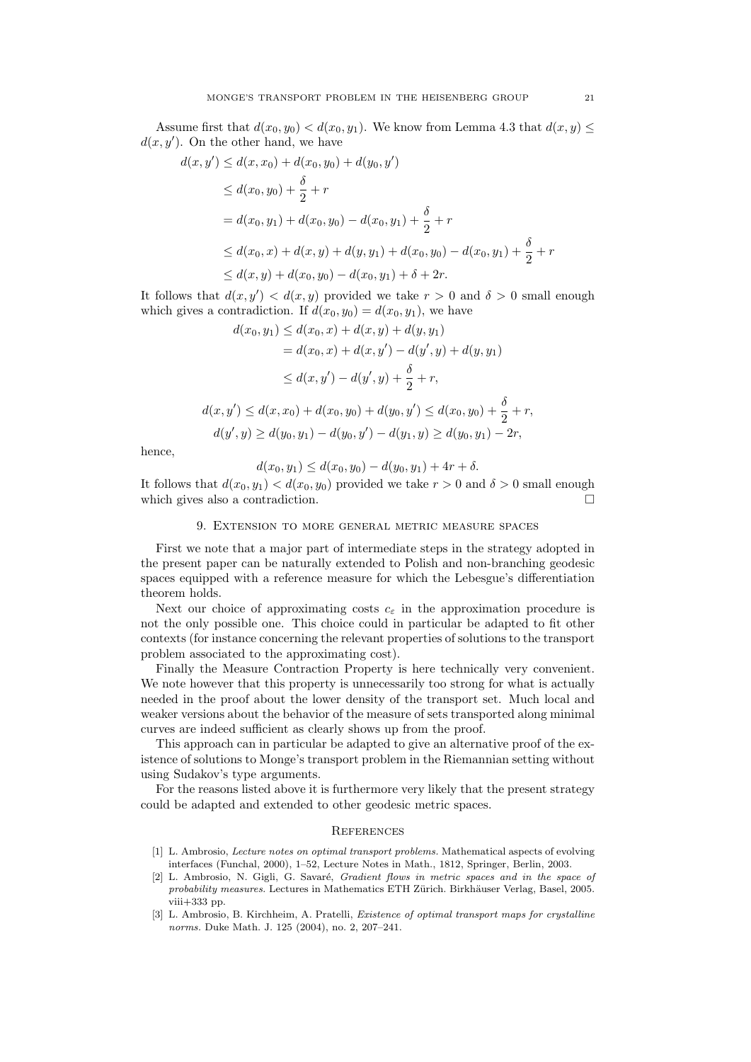Assume first that $d(x_0, y_0) < d(x_0, y_1)$. We know from Lemma 4.3 that $d(x, y) \leq d(x, y')$. On the other hand, we have

$$
\begin{aligned}
d(x, y') &\leq d(x, x_0) + d(x_0, y_0) + d(y_0, y') \\
&\leq d(x_0, y_0) + \frac{\delta}{2} + r \\
&= d(x_0, y_1) + d(x_0, y_0) - d(x_0, y_1) + \frac{\delta}{2} + r \\
&\leq d(x_0, x) + d(x, y) + d(y, y_1) + d(x_0, y_0) - d(x_0, y_1) + \frac{\delta}{2} + r \\
&\leq d(x, y) + d(x_0, y_0) - d(x_0, y_1) + \delta + 2r.
\end{aligned}
$$

It follows that $d(x, y') < d(x, y)$ provided we take $r > 0$ and $\delta > 0$ small enough which gives a contradiction. If $d(x_0, y_0) = d(x_0, y_1)$, we have

$$
\begin{aligned}
d(x_0, y_1) &\leq d(x_0, x) + d(x, y) + d(y, y_1) \\
&= d(x_0, x) + d(x, y') - d(y', y) + d(y, y_1) \\
&\leq d(x, y') - d(y', y) + \frac{\delta}{2} + r,
\end{aligned}
$$

$$
d(x, y') \leq d(x, x_0) + d(x_0, y_0) + d(y_0, y') \leq d(x_0, y_0) + \frac{\delta}{2} + r,
$$

$$
d(y', y) \geq d(y_0, y_1) - d(y_0, y') - d(y_1, y) \geq d(y_0, y_1) - 2r,
$$

hence,

$$
d(x_0, y_1) \leq d(x_0, y_0) - d(y_0, y_1) + 4r + \delta.
$$

It follows that $d(x_0, y_1) < d(x_0, y_0)$ provided we take $r > 0$ and $\delta > 0$ small enough which gives also a contradiction. □

## 9. Extension to more general metric measure spaces

First we note that a major part of intermediate steps in the strategy adopted in the present paper can be naturally extended to Polish and non-branching geodesic spaces equipped with a reference measure for which the Lebesgue's differentiation theorem holds.

Next our choice of approximating costs $c_\varepsilon$ in the approximation procedure is not the only possible one. This choice could in particular be adapted to fit other contexts (for instance concerning the relevant properties of solutions to the transport problem associated to the approximating cost).

Finally the Measure Contraction Property is here technically very convenient. We note however that this property is unnecessarily too strong for what is actually needed in the proof about the lower density of the transport set. Much local and weaker versions about the behavior of the measure of sets transported along minimal curves are indeed sufficient as clearly shows up from the proof.

This approach can in particular be adapted to give an alternative proof of the existence of solutions to Monge's transport problem in the Riemannian setting without using Sudakov's type arguments.

For the reasons listed above it is furthermore very likely that the present strategy could be adapted and extended to other geodesic metric spaces.

## References

[1] L. Ambrosio, *Lecture notes on optimal transport problems.* Mathematical aspects of evolving interfaces (Funchal, 2000), 1–52, Lecture Notes in Math., 1812, Springer, Berlin, 2003.

[2] L. Ambrosio, N. Gigli, G. Savaré, *Gradient flows in metric spaces and in the space of probability measures.* Lectures in Mathematics ETH Zürich. Birkhäuser Verlag, Basel, 2005. viii+333 pp.

[3] L. Ambrosio, B. Kirchheim, A. Pratelli, *Existence of optimal transport maps for crystalline norms.* Duke Math. J. 125 (2004), no. 2, 207–241.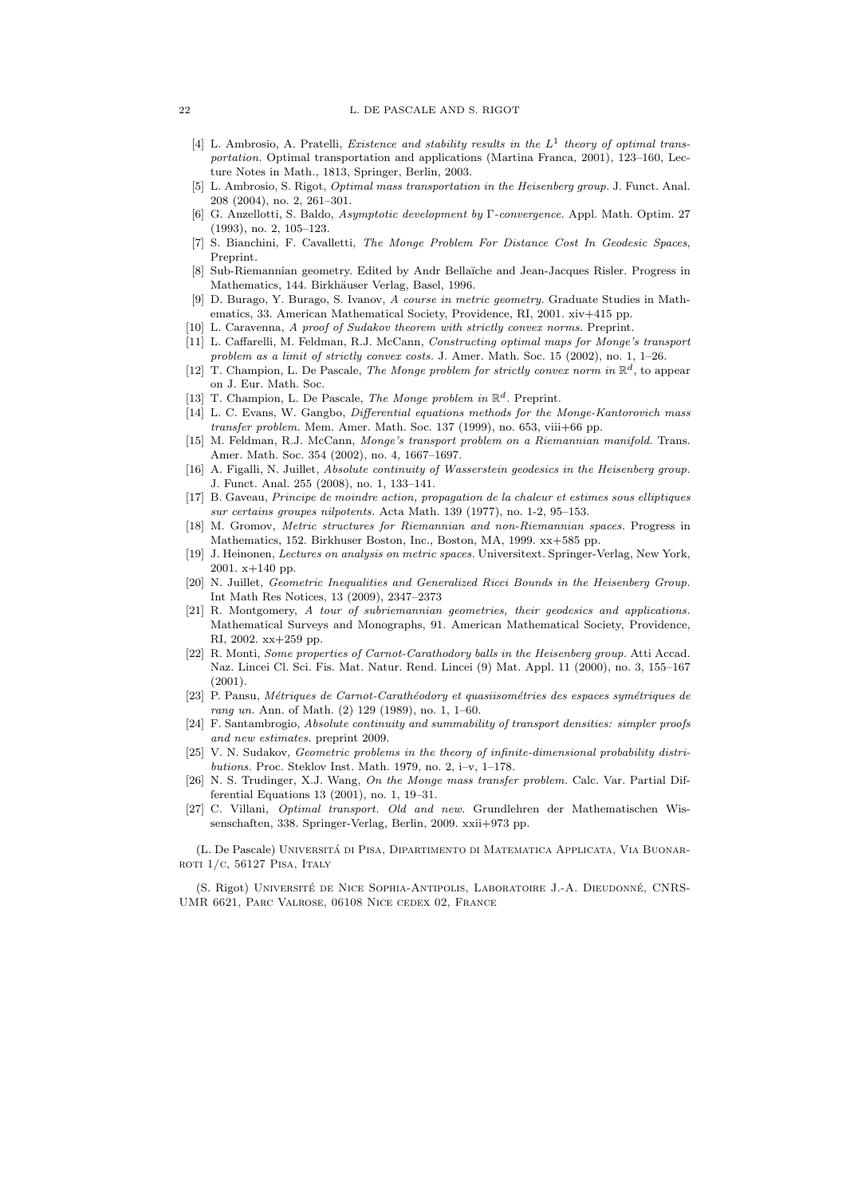[4] L. Ambrosio, A. Pratelli, *Existence and stability results in the $L^1$ theory of optimal transportation.* Optimal transportation and applications (Martina Franca, 2001), 123–160, Lecture Notes in Math., 1813, Springer, Berlin, 2003.

[5] L. Ambrosio, S. Rigot, *Optimal mass transportation in the Heisenberg group.* J. Funct. Anal. 208 (2004), no. 2, 261–301.

[6] G. Anzellotti, S. Baldo, *Asymptotic development by Γ-convergence.* Appl. Math. Optim. 27 (1993), no. 2, 105–123.

[7] S. Bianchini, F. Cavalletti, *The Monge Problem For Distance Cost In Geodesic Spaces*, Preprint.

[8] Sub-Riemannian geometry. Edited by Andr Bellaïche and Jean-Jacques Risler. Progress in Mathematics, 144. Birkhäuser Verlag, Basel, 1996.

[9] D. Burago, Y. Burago, S. Ivanov, *A course in metric geometry.* Graduate Studies in Mathematics, 33. American Mathematical Society, Providence, RI, 2001. xiv+415 pp.

[10] L. Caravenna, *A proof of Sudakov theorem with strictly convex norms.* Preprint.

[11] L. Caffarelli, M. Feldman, R.J. McCann, *Constructing optimal maps for Monge's transport problem as a limit of strictly convex costs.* J. Amer. Math. Soc. 15 (2002), no. 1, 1–26.

[12] T. Champion, L. De Pascale, *The Monge problem for strictly convex norm in $\mathbb{R}^d$*, to appear on J. Eur. Math. Soc.

[13] T. Champion, L. De Pascale, *The Monge problem in $\mathbb{R}^d$.* Preprint.

[14] L. C. Evans, W. Gangbo, *Differential equations methods for the Monge-Kantorovich mass transfer problem.* Mem. Amer. Math. Soc. 137 (1999), no. 653, viii+66 pp.

[15] M. Feldman, R.J. McCann, *Monge's transport problem on a Riemannian manifold.* Trans. Amer. Math. Soc. 354 (2002), no. 4, 1667–1697.

[16] A. Figalli, N. Juillet, *Absolute continuity of Wasserstein geodesics in the Heisenberg group.* J. Funct. Anal. 255 (2008), no. 1, 133–141.

[17] B. Gaveau, *Principe de moindre action, propagation de la chaleur et estimes sous elliptiques sur certains groupes nilpotents.* Acta Math. 139 (1977), no. 1-2, 95–153.

[18] M. Gromov, *Metric structures for Riemannian and non-Riemannian spaces.* Progress in Mathematics, 152. Birkhuser Boston, Inc., Boston, MA, 1999. xx+585 pp.

[19] J. Heinonen, *Lectures on analysis on metric spaces.* Universitext. Springer-Verlag, New York, 2001. x+140 pp.

[20] N. Juillet, *Geometric Inequalities and Generalized Ricci Bounds in the Heisenberg Group.* Int Math Res Notices, 13 (2009), 2347–2373

[21] R. Montgomery, *A tour of subriemannian geometries, their geodesics and applications.* Mathematical Surveys and Monographs, 91. American Mathematical Society, Providence, RI, 2002. xx+259 pp.

[22] R. Monti, *Some properties of Carnot-Carathodory balls in the Heisenberg group.* Atti Accad. Naz. Lincei Cl. Sci. Fis. Mat. Natur. Rend. Lincei (9) Mat. Appl. 11 (2000), no. 3, 155–167 (2001).

[23] P. Pansu, *Métriques de Carnot-Carathéodory et quasiisométries des espaces symétriques de rang un.* Ann. of Math. (2) 129 (1989), no. 1, 1–60.

[24] F. Santambrogio, *Absolute continuity and summability of transport densities: simpler proofs and new estimates.* preprint 2009.

[25] V. N. Sudakov, *Geometric problems in the theory of infinite-dimensional probability distributions.* Proc. Steklov Inst. Math. 1979, no. 2, i–v, 1–178.

[26] N. S. Trudinger, X.J. Wang, *On the Monge mass transfer problem.* Calc. Var. Partial Differential Equations 13 (2001), no. 1, 19–31.

[27] C. Villani, *Optimal transport. Old and new.* Grundlehren der Mathematischen Wissenschaften, 338. Springer-Verlag, Berlin, 2009. xxii+973 pp.

(L. De Pascale) Universitá di Pisa, Dipartimento di Matematica Applicata, Via Buonarroti 1/c, 56127 Pisa, Italy

(S. Rigot) Université de Nice Sophia-Antipolis, Laboratoire J.-A. Dieudonné, CNRS-UMR 6621, Parc Valrose, 06108 Nice cedex 02, France